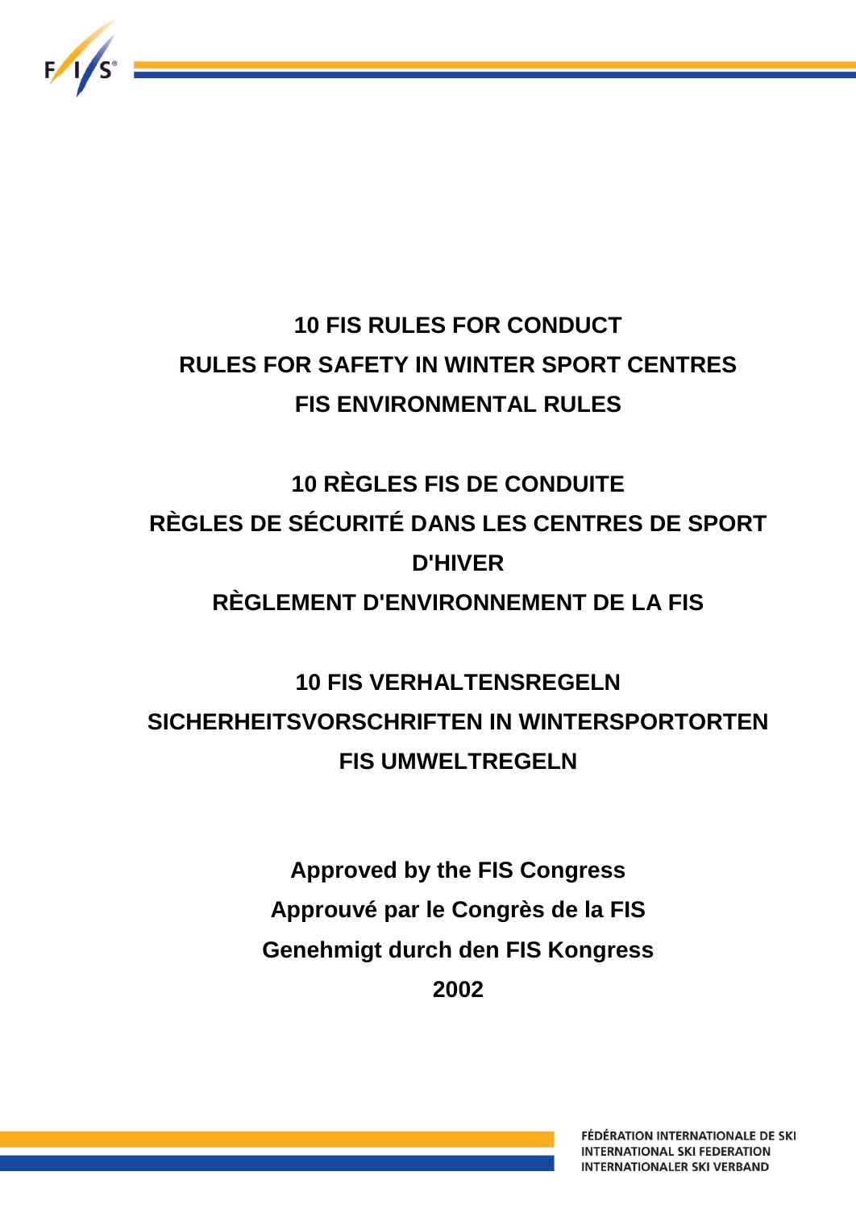# 10 FIS RULES FOR CONDUCT

# RULES FOR SAFETY IN WINTER SPORT CENTRES

# FIS ENVIRONMENTAL RULES

# 10 RÈGLES FIS DE CONDUITE

# RÈGLES DE SÉCURITÉ DANS LES CENTRES DE SPORT D'HIVER

# RÈGLEMENT D'ENVIRONNEMENT DE LA FIS

# 10 FIS VERHALTENSREGELN

# SICHERHEITSVORSCHRIFTEN IN WINTERSPORTORTEN

# FIS UMWELTREGELN

**Approved by the FIS Congress**

**Approuvé par le Congrès de la FIS**

**Genehmigt durch den FIS Kongress**

**2002**

FÉDÉRATION INTERNATIONALE DE SKI
INTERNATIONAL SKI FEDERATION
INTERNATIONALER SKI VERBAND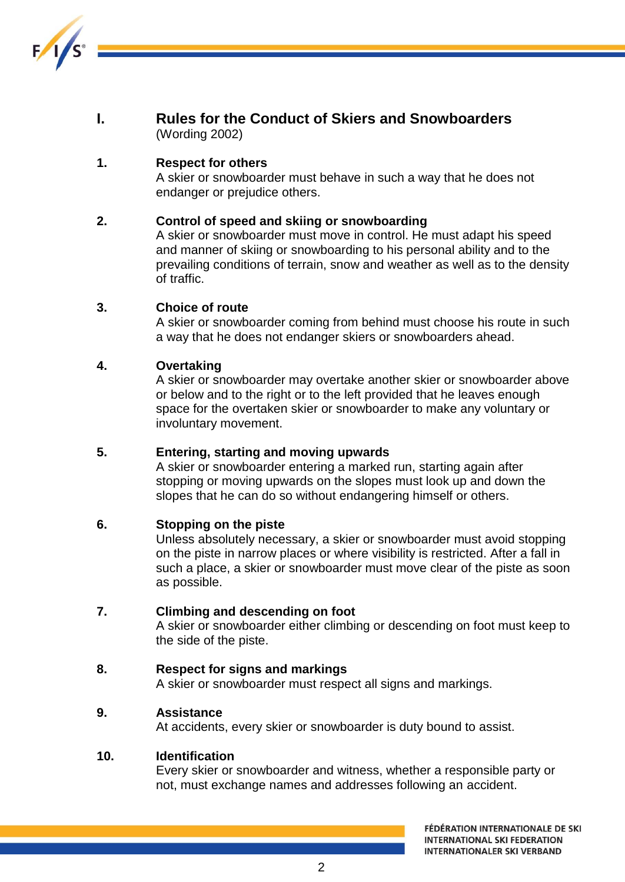# I. Rules for the Conduct of Skiers and Snowboarders

(Wording 2002)

## 1. Respect for others

A skier or snowboarder must behave in such a way that he does not endanger or prejudice others.

## 2. Control of speed and skiing or snowboarding

A skier or snowboarder must move in control. He must adapt his speed and manner of skiing or snowboarding to his personal ability and to the prevailing conditions of terrain, snow and weather as well as to the density of traffic.

## 3. Choice of route

A skier or snowboarder coming from behind must choose his route in such a way that he does not endanger skiers or snowboarders ahead.

## 4. Overtaking

A skier or snowboarder may overtake another skier or snowboarder above or below and to the right or to the left provided that he leaves enough space for the overtaken skier or snowboarder to make any voluntary or involuntary movement.

## 5. Entering, starting and moving upwards

A skier or snowboarder entering a marked run, starting again after stopping or moving upwards on the slopes must look up and down the slopes that he can do so without endangering himself or others.

## 6. Stopping on the piste

Unless absolutely necessary, a skier or snowboarder must avoid stopping on the piste in narrow places or where visibility is restricted. After a fall in such a place, a skier or snowboarder must move clear of the piste as soon as possible.

## 7. Climbing and descending on foot

A skier or snowboarder either climbing or descending on foot must keep to the side of the piste.

## 8. Respect for signs and markings

A skier or snowboarder must respect all signs and markings.

## 9. Assistance

At accidents, every skier or snowboarder is duty bound to assist.

## 10. Identification

Every skier or snowboarder and witness, whether a responsible party or not, must exchange names and addresses following an accident.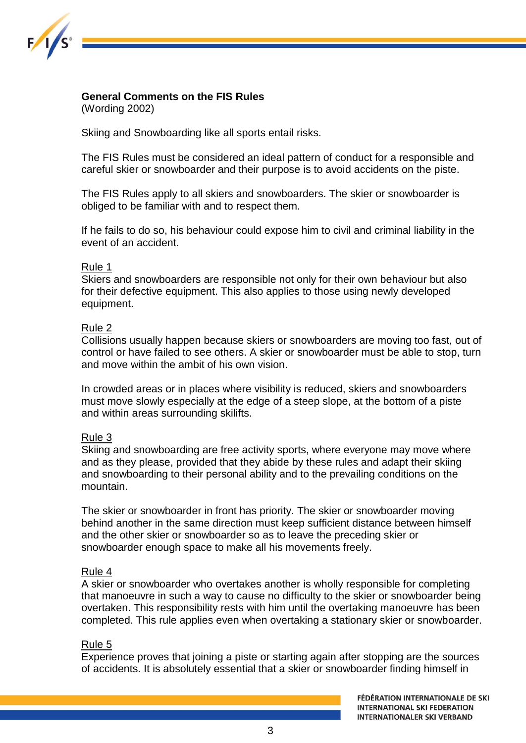**General Comments on the FIS Rules**
(Wording 2002)

Skiing and Snowboarding like all sports entail risks.

The FIS Rules must be considered an ideal pattern of conduct for a responsible and careful skier or snowboarder and their purpose is to avoid accidents on the piste.

The FIS Rules apply to all skiers and snowboarders. The skier or snowboarder is obliged to be familiar with and to respect them.

If he fails to do so, his behaviour could expose him to civil and criminal liability in the event of an accident.

Rule 1
Skiers and snowboarders are responsible not only for their own behaviour but also for their defective equipment. This also applies to those using newly developed equipment.

Rule 2
Collisions usually happen because skiers or snowboarders are moving too fast, out of control or have failed to see others. A skier or snowboarder must be able to stop, turn and move within the ambit of his own vision.

In crowded areas or in places where visibility is reduced, skiers and snowboarders must move slowly especially at the edge of a steep slope, at the bottom of a piste and within areas surrounding skilifts.

Rule 3
Skiing and snowboarding are free activity sports, where everyone may move where and as they please, provided that they abide by these rules and adapt their skiing and snowboarding to their personal ability and to the prevailing conditions on the mountain.

The skier or snowboarder in front has priority. The skier or snowboarder moving behind another in the same direction must keep sufficient distance between himself and the other skier or snowboarder so as to leave the preceding skier or snowboarder enough space to make all his movements freely.

Rule 4
A skier or snowboarder who overtakes another is wholly responsible for completing that manoeuvre in such a way to cause no difficulty to the skier or snowboarder being overtaken. This responsibility rests with him until the overtaking manoeuvre has been completed. This rule applies even when overtaking a stationary skier or snowboarder.

Rule 5
Experience proves that joining a piste or starting again after stopping are the sources of accidents. It is absolutely essential that a skier or snowboarder finding himself in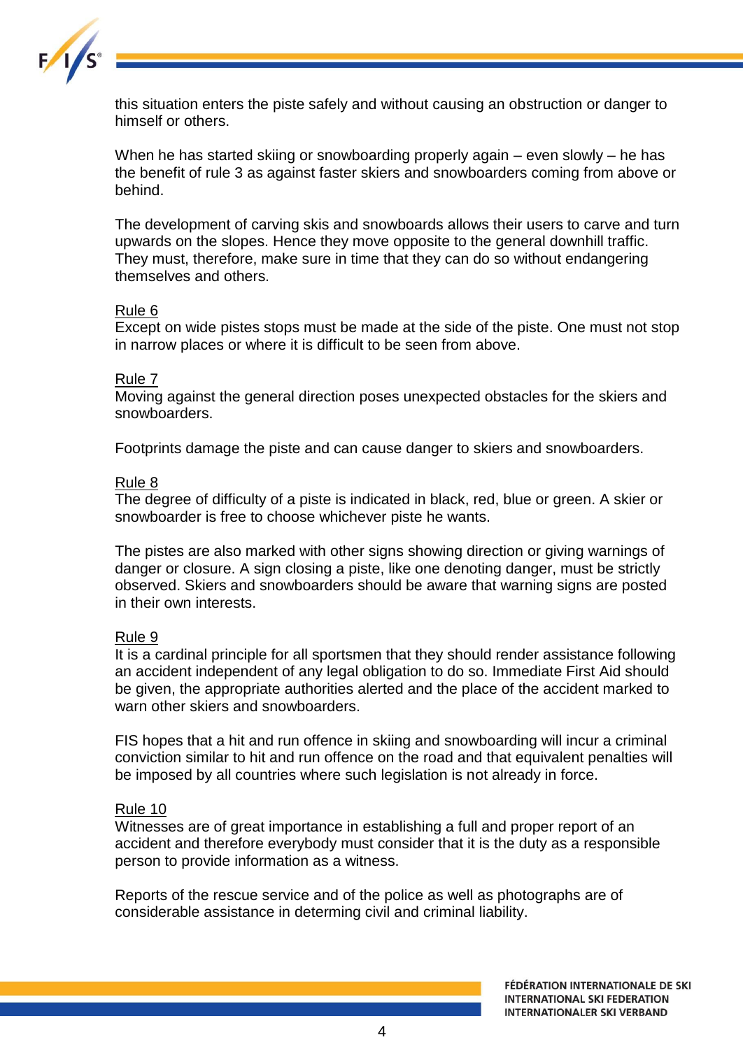this situation enters the piste safely and without causing an obstruction or danger to himself or others.

When he has started skiing or snowboarding properly again – even slowly – he has the benefit of rule 3 as against faster skiers and snowboarders coming from above or behind.

The development of carving skis and snowboards allows their users to carve and turn upwards on the slopes. Hence they move opposite to the general downhill traffic. They must, therefore, make sure in time that they can do so without endangering themselves and others.

<u>Rule 6</u>
Except on wide pistes stops must be made at the side of the piste. One must not stop in narrow places or where it is difficult to be seen from above.

<u>Rule 7</u>
Moving against the general direction poses unexpected obstacles for the skiers and snowboarders.

Footprints damage the piste and can cause danger to skiers and snowboarders.

<u>Rule 8</u>
The degree of difficulty of a piste is indicated in black, red, blue or green. A skier or snowboarder is free to choose whichever piste he wants.

The pistes are also marked with other signs showing direction or giving warnings of danger or closure. A sign closing a piste, like one denoting danger, must be strictly observed. Skiers and snowboarders should be aware that warning signs are posted in their own interests.

<u>Rule 9</u>
It is a cardinal principle for all sportsmen that they should render assistance following an accident independent of any legal obligation to do so. Immediate First Aid should be given, the appropriate authorities alerted and the place of the accident marked to warn other skiers and snowboarders.

FIS hopes that a hit and run offence in skiing and snowboarding will incur a criminal conviction similar to hit and run offence on the road and that equivalent penalties will be imposed by all countries where such legislation is not already in force.

<u>Rule 10</u>
Witnesses are of great importance in establishing a full and proper report of an accident and therefore everybody must consider that it is the duty as a responsible person to provide information as a witness.

Reports of the rescue service and of the police as well as photographs are of considerable assistance in determing civil and criminal liability.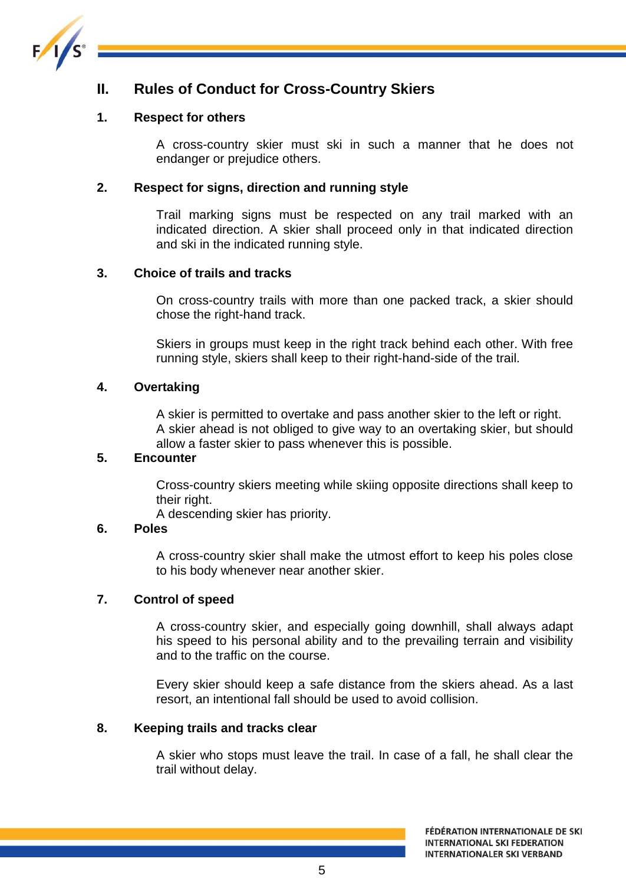## II. Rules of Conduct for Cross-Country Skiers

### 1. Respect for others

A cross-country skier must ski in such a manner that he does not endanger or prejudice others.

### 2. Respect for signs, direction and running style

Trail marking signs must be respected on any trail marked with an indicated direction. A skier shall proceed only in that indicated direction and ski in the indicated running style.

### 3. Choice of trails and tracks

On cross-country trails with more than one packed track, a skier should chose the right-hand track.

Skiers in groups must keep in the right track behind each other. With free running style, skiers shall keep to their right-hand-side of the trail.

### 4. Overtaking

A skier is permitted to overtake and pass another skier to the left or right.
A skier ahead is not obliged to give way to an overtaking skier, but should allow a faster skier to pass whenever this is possible.

### 5. Encounter

Cross-country skiers meeting while skiing opposite directions shall keep to their right.
A descending skier has priority.

### 6. Poles

A cross-country skier shall make the utmost effort to keep his poles close to his body whenever near another skier.

### 7. Control of speed

A cross-country skier, and especially going downhill, shall always adapt his speed to his personal ability and to the prevailing terrain and visibility and to the traffic on the course.

Every skier should keep a safe distance from the skiers ahead. As a last resort, an intentional fall should be used to avoid collision.

### 8. Keeping trails and tracks clear

A skier who stops must leave the trail. In case of a fall, he shall clear the trail without delay.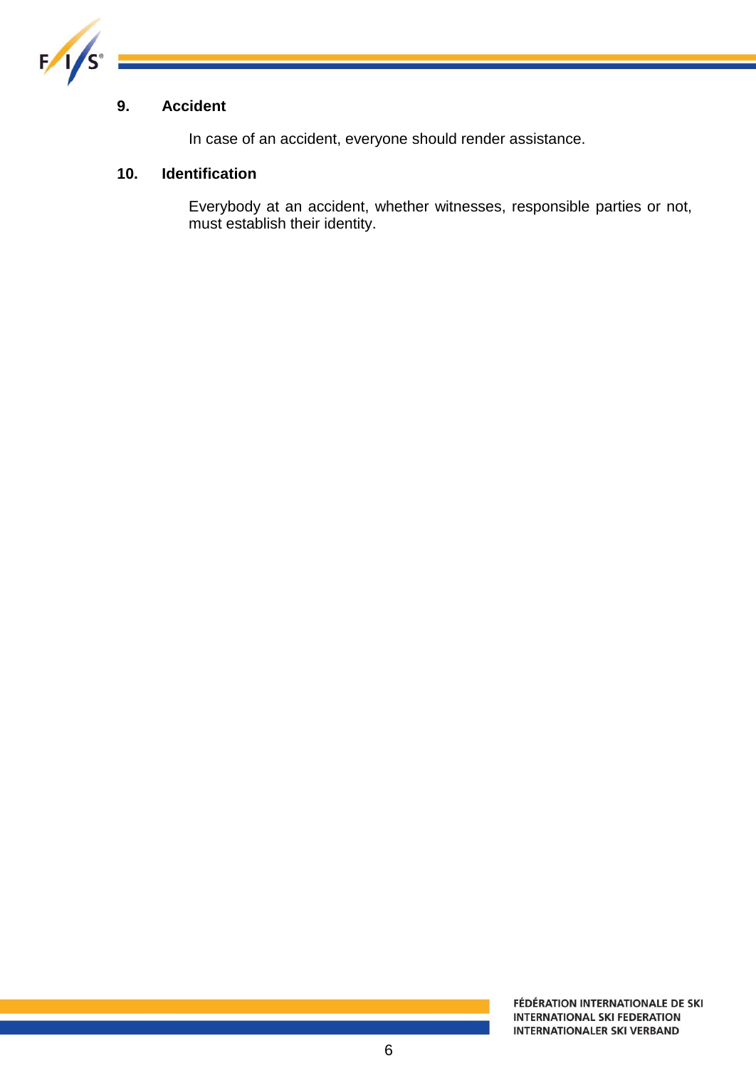## 9. Accident

In case of an accident, everyone should render assistance.

## 10. Identification

Everybody at an accident, whether witnesses, responsible parties or not, must establish their identity.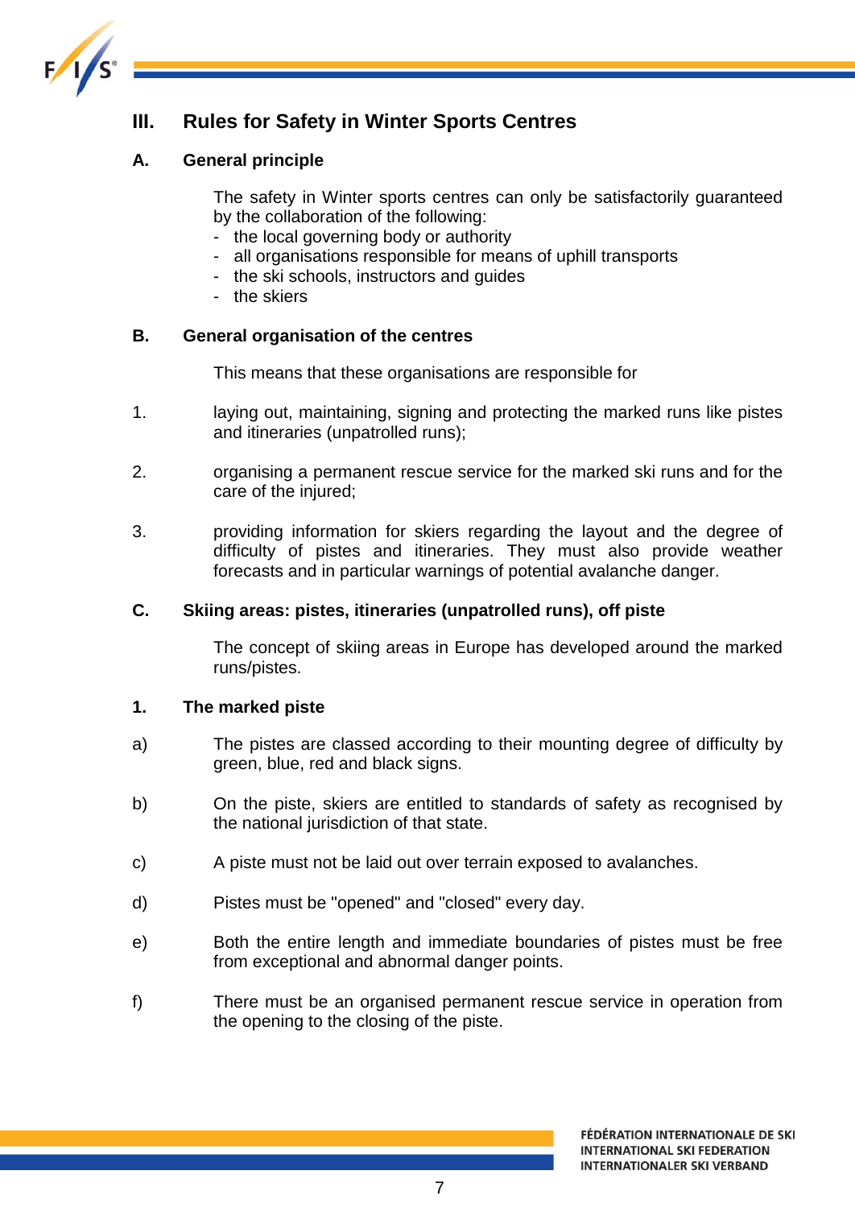## III. Rules for Safety in Winter Sports Centres

### A. General principle

The safety in Winter sports centres can only be satisfactorily guaranteed by the collaboration of the following:

- the local governing body or authority
- all organisations responsible for means of uphill transports
- the ski schools, instructors and guides
- the skiers

### B. General organisation of the centres

This means that these organisations are responsible for

1. laying out, maintaining, signing and protecting the marked runs like pistes and itineraries (unpatrolled runs);

2. organising a permanent rescue service for the marked ski runs and for the care of the injured;

3. providing information for skiers regarding the layout and the degree of difficulty of pistes and itineraries. They must also provide weather forecasts and in particular warnings of potential avalanche danger.

### C. Skiing areas: pistes, itineraries (unpatrolled runs), off piste

The concept of skiing areas in Europe has developed around the marked runs/pistes.

#### 1. The marked piste

a) The pistes are classed according to their mounting degree of difficulty by green, blue, red and black signs.

b) On the piste, skiers are entitled to standards of safety as recognised by the national jurisdiction of that state.

c) A piste must not be laid out over terrain exposed to avalanches.

d) Pistes must be "opened" and "closed" every day.

e) Both the entire length and immediate boundaries of pistes must be free from exceptional and abnormal danger points.

f) There must be an organised permanent rescue service in operation from the opening to the closing of the piste.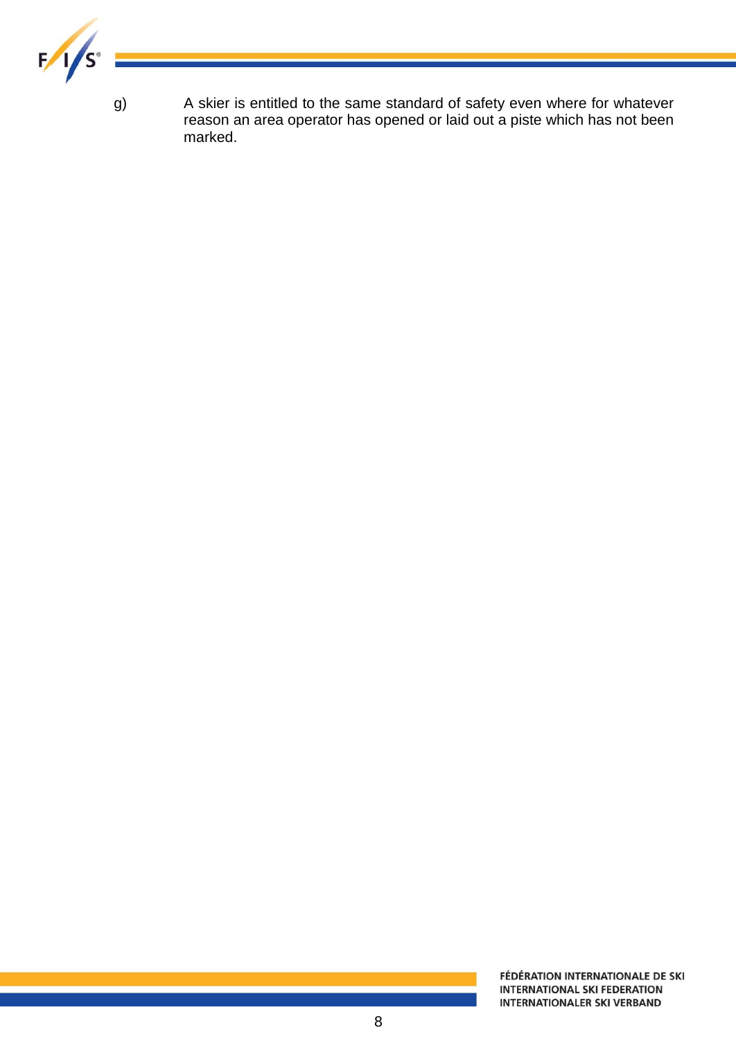g) A skier is entitled to the same standard of safety even where for whatever reason an area operator has opened or laid out a piste which has not been marked.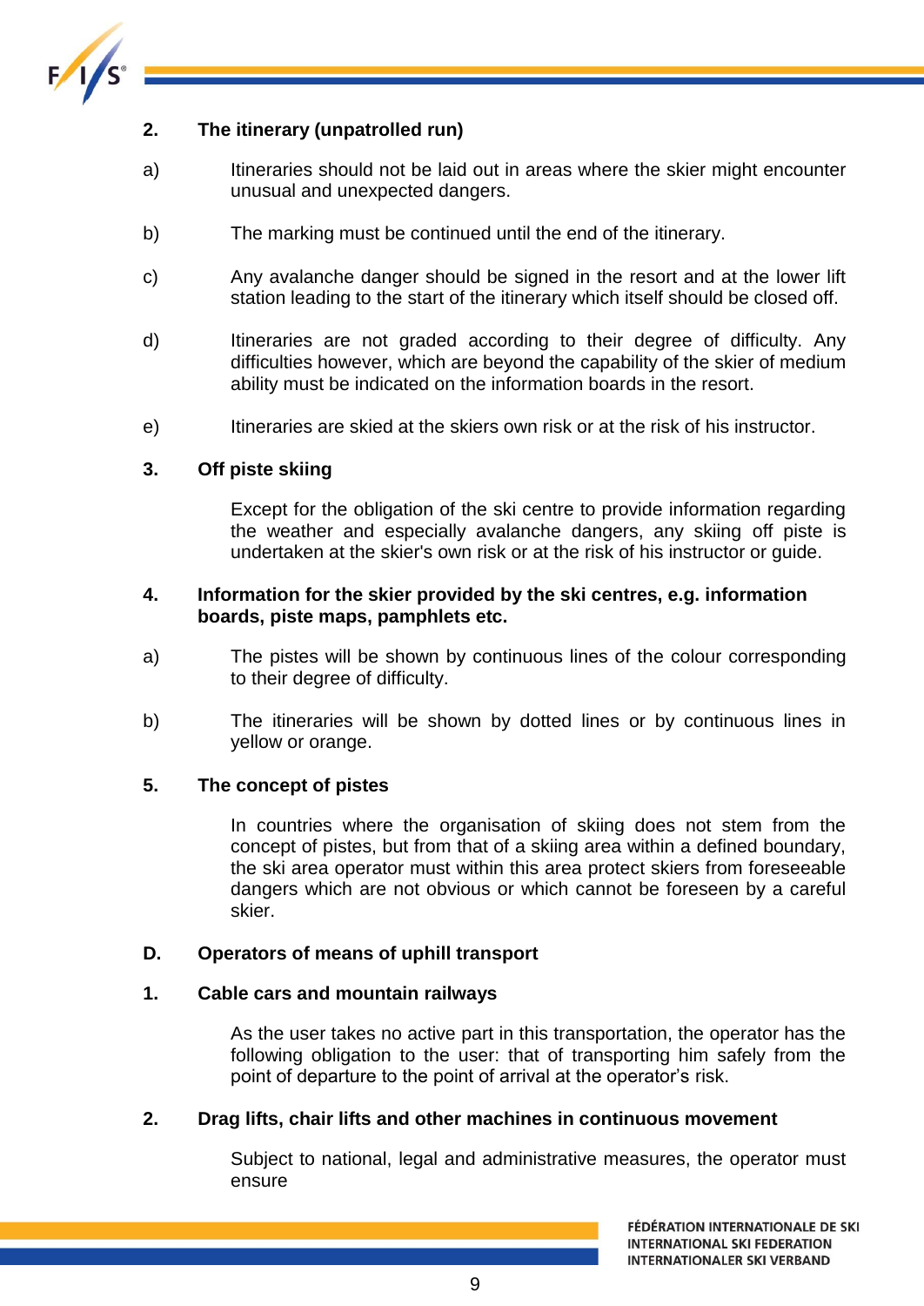### 2. The itinerary (unpatrolled run)

a) Itineraries should not be laid out in areas where the skier might encounter unusual and unexpected dangers.

b) The marking must be continued until the end of the itinerary.

c) Any avalanche danger should be signed in the resort and at the lower lift station leading to the start of the itinerary which itself should be closed off.

d) Itineraries are not graded according to their degree of difficulty. Any difficulties however, which are beyond the capability of the skier of medium ability must be indicated on the information boards in the resort.

e) Itineraries are skied at the skiers own risk or at the risk of his instructor.

### 3. Off piste skiing

Except for the obligation of the ski centre to provide information regarding the weather and especially avalanche dangers, any skiing off piste is undertaken at the skier's own risk or at the risk of his instructor or guide.

### 4. Information for the skier provided by the ski centres, e.g. information boards, piste maps, pamphlets etc.

a) The pistes will be shown by continuous lines of the colour corresponding to their degree of difficulty.

b) The itineraries will be shown by dotted lines or by continuous lines in yellow or orange.

### 5. The concept of pistes

In countries where the organisation of skiing does not stem from the concept of pistes, but from that of a skiing area within a defined boundary, the ski area operator must within this area protect skiers from foreseeable dangers which are not obvious or which cannot be foreseen by a careful skier.

## D. Operators of means of uphill transport

### 1. Cable cars and mountain railways

As the user takes no active part in this transportation, the operator has the following obligation to the user: that of transporting him safely from the point of departure to the point of arrival at the operator's risk.

### 2. Drag lifts, chair lifts and other machines in continuous movement

Subject to national, legal and administrative measures, the operator must ensure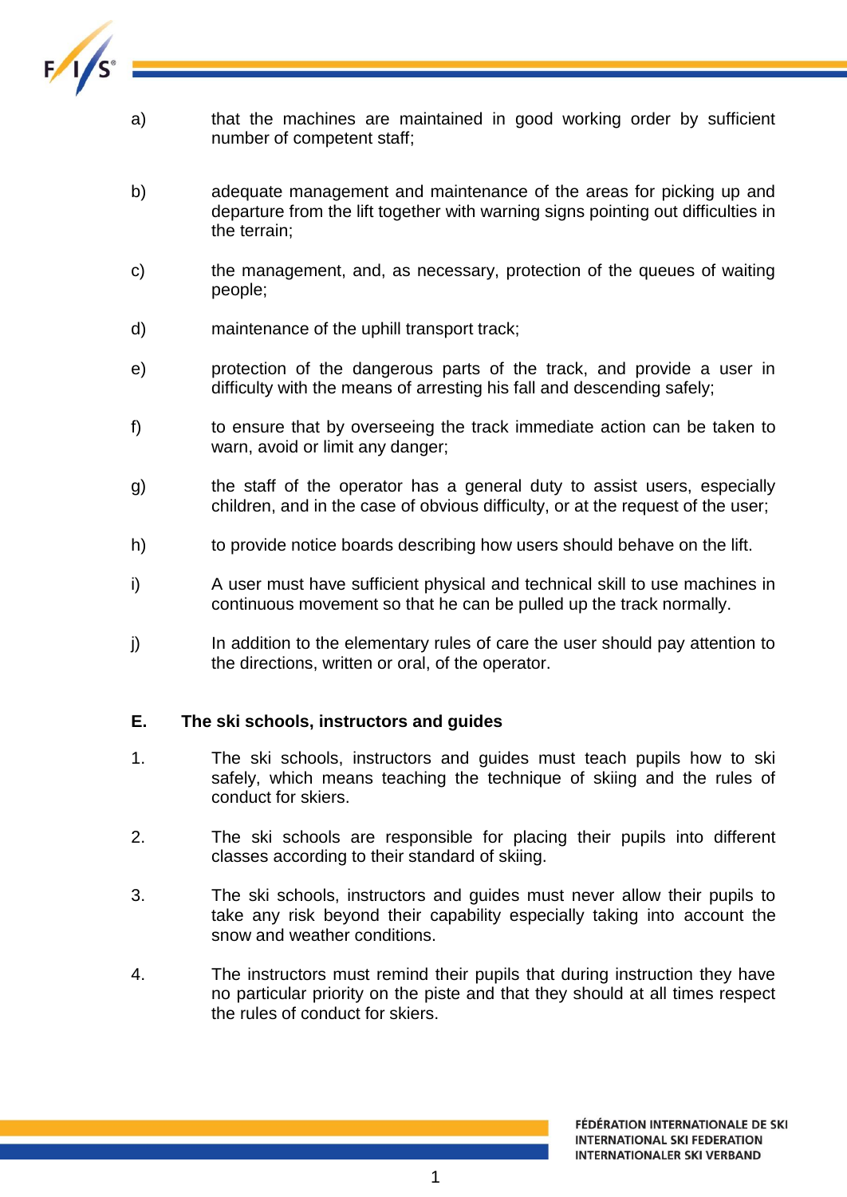a) that the machines are maintained in good working order by sufficient number of competent staff;

b) adequate management and maintenance of the areas for picking up and departure from the lift together with warning signs pointing out difficulties in the terrain;

c) the management, and, as necessary, protection of the queues of waiting people;

d) maintenance of the uphill transport track;

e) protection of the dangerous parts of the track, and provide a user in difficulty with the means of arresting his fall and descending safely;

f) to ensure that by overseeing the track immediate action can be taken to warn, avoid or limit any danger;

g) the staff of the operator has a general duty to assist users, especially children, and in the case of obvious difficulty, or at the request of the user;

h) to provide notice boards describing how users should behave on the lift.

i) A user must have sufficient physical and technical skill to use machines in continuous movement so that he can be pulled up the track normally.

j) In addition to the elementary rules of care the user should pay attention to the directions, written or oral, of the operator.

**E. The ski schools, instructors and guides**

1. The ski schools, instructors and guides must teach pupils how to ski safely, which means teaching the technique of skiing and the rules of conduct for skiers.

2. The ski schools are responsible for placing their pupils into different classes according to their standard of skiing.

3. The ski schools, instructors and guides must never allow their pupils to take any risk beyond their capability especially taking into account the snow and weather conditions.

4. The instructors must remind their pupils that during instruction they have no particular priority on the piste and that they should at all times respect the rules of conduct for skiers.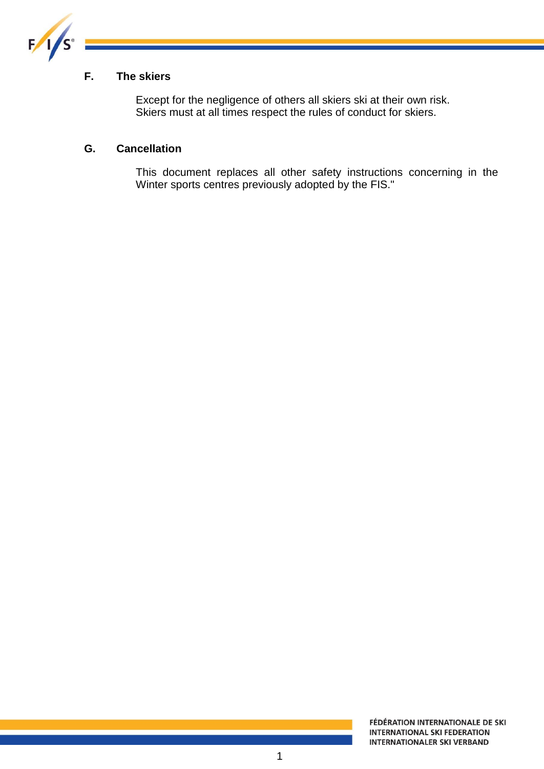## F. The skiers

Except for the negligence of others all skiers ski at their own risk.
Skiers must at all times respect the rules of conduct for skiers.

## G. Cancellation

This document replaces all other safety instructions concerning in the Winter sports centres previously adopted by the FIS."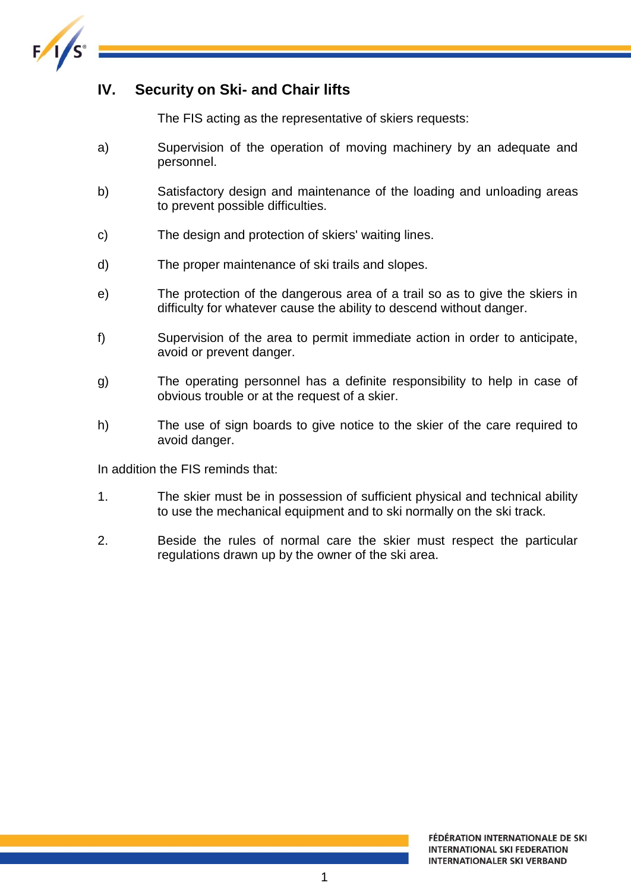## IV. Security on Ski- and Chair lifts

The FIS acting as the representative of skiers requests:

a) Supervision of the operation of moving machinery by an adequate and personnel.

b) Satisfactory design and maintenance of the loading and unloading areas to prevent possible difficulties.

c) The design and protection of skiers' waiting lines.

d) The proper maintenance of ski trails and slopes.

e) The protection of the dangerous area of a trail so as to give the skiers in difficulty for whatever cause the ability to descend without danger.

f) Supervision of the area to permit immediate action in order to anticipate, avoid or prevent danger.

g) The operating personnel has a definite responsibility to help in case of obvious trouble or at the request of a skier.

h) The use of sign boards to give notice to the skier of the care required to avoid danger.

In addition the FIS reminds that:

1. The skier must be in possession of sufficient physical and technical ability to use the mechanical equipment and to ski normally on the ski track.

2. Beside the rules of normal care the skier must respect the particular regulations drawn up by the owner of the ski area.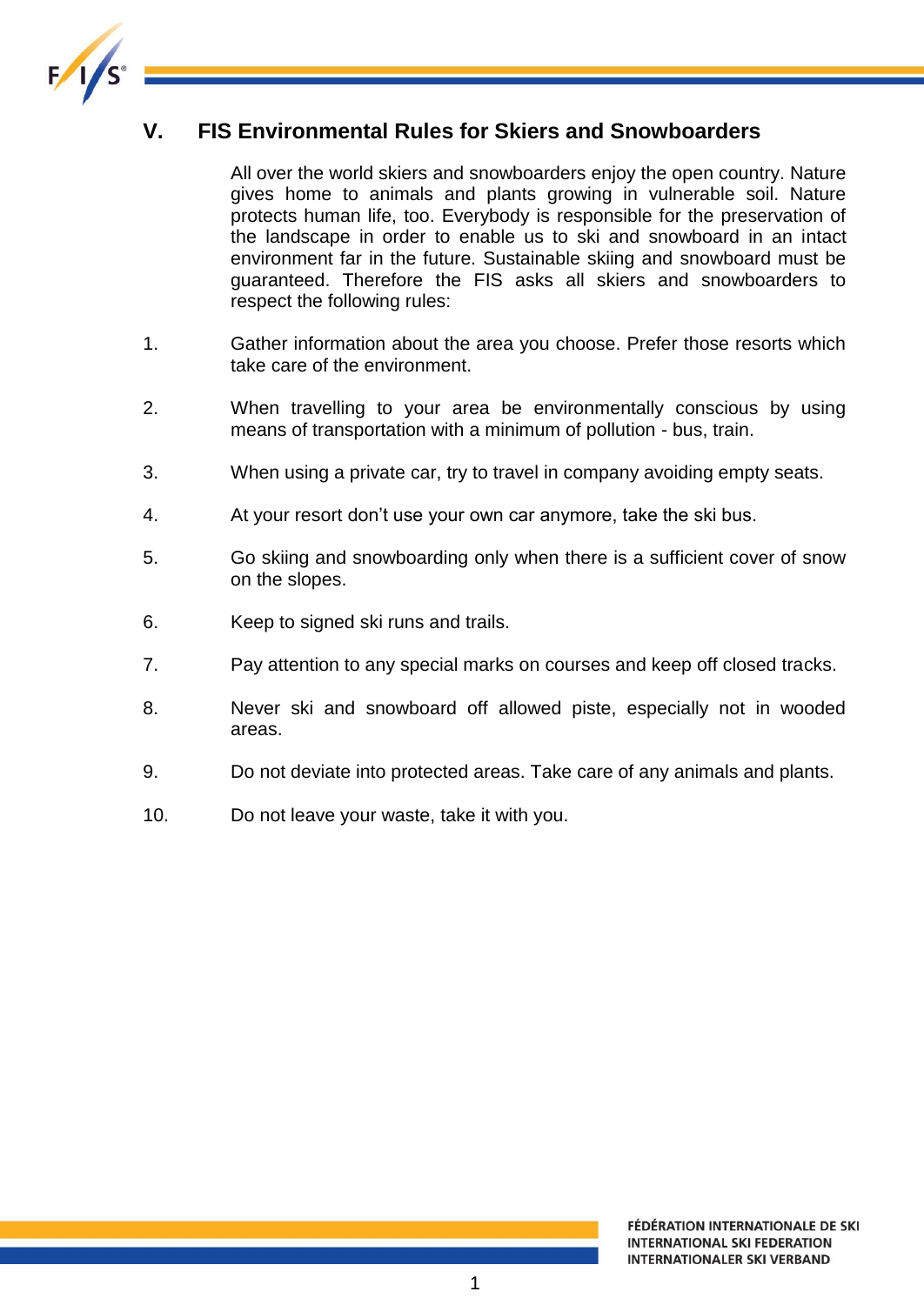## V. FIS Environmental Rules for Skiers and Snowboarders

All over the world skiers and snowboarders enjoy the open country. Nature gives home to animals and plants growing in vulnerable soil. Nature protects human life, too. Everybody is responsible for the preservation of the landscape in order to enable us to ski and snowboard in an intact environment far in the future. Sustainable skiing and snowboard must be guaranteed. Therefore the FIS asks all skiers and snowboarders to respect the following rules:

1. Gather information about the area you choose. Prefer those resorts which take care of the environment.
2. When travelling to your area be environmentally conscious by using means of transportation with a minimum of pollution - bus, train.
3. When using a private car, try to travel in company avoiding empty seats.
4. At your resort don't use your own car anymore, take the ski bus.
5. Go skiing and snowboarding only when there is a sufficient cover of snow on the slopes.
6. Keep to signed ski runs and trails.
7. Pay attention to any special marks on courses and keep off closed tracks.
8. Never ski and snowboard off allowed piste, especially not in wooded areas.
9. Do not deviate into protected areas. Take care of any animals and plants.
10. Do not leave your waste, take it with you.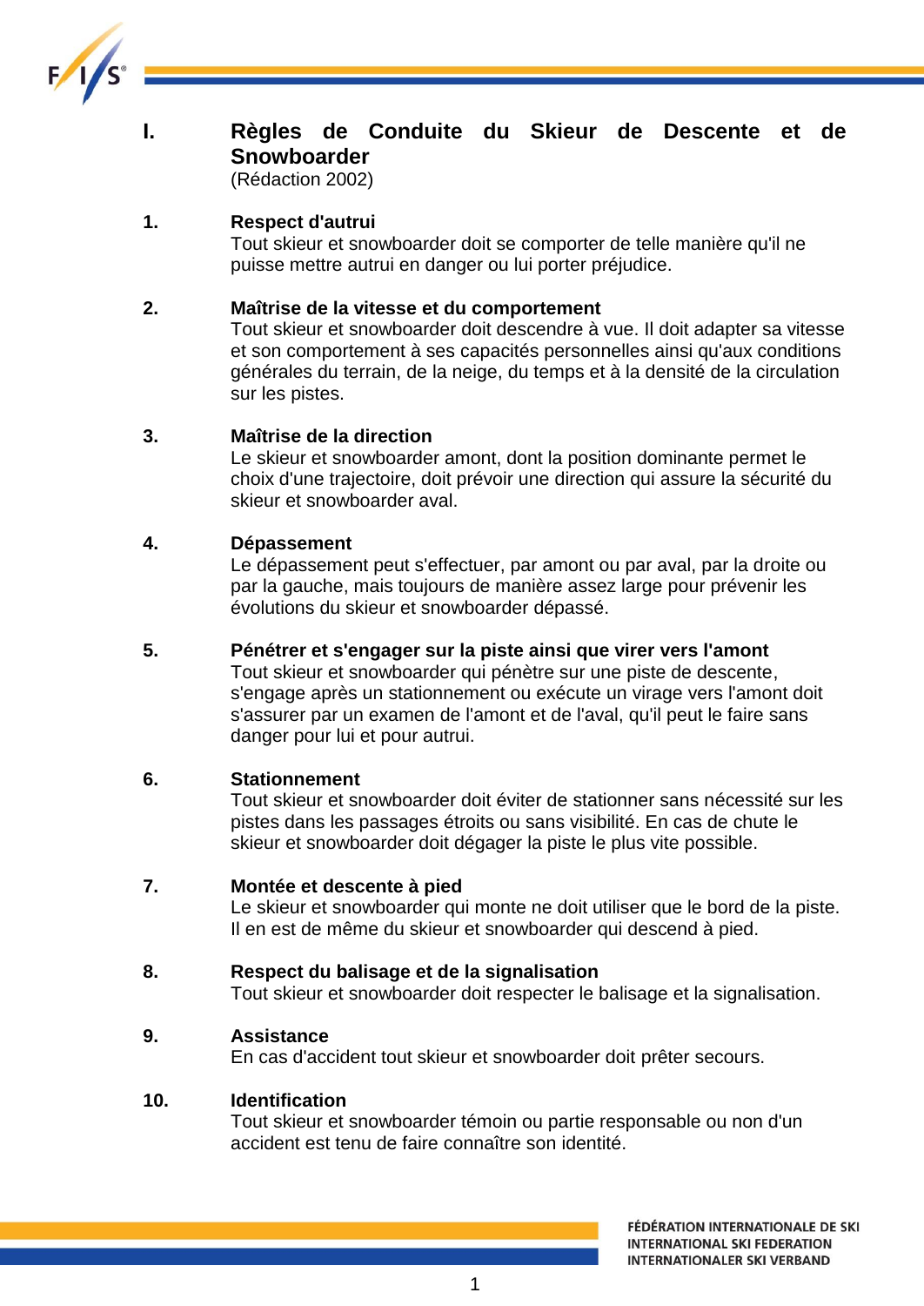# I. Règles de Conduite du Skieur de Descente et de Snowboarder

(Rédaction 2002)

### 1. Respect d'autrui

Tout skieur et snowboarder doit se comporter de telle manière qu'il ne puisse mettre autrui en danger ou lui porter préjudice.

### 2. Maîtrise de la vitesse et du comportement

Tout skieur et snowboarder doit descendre à vue. Il doit adapter sa vitesse et son comportement à ses capacités personnelles ainsi qu'aux conditions générales du terrain, de la neige, du temps et à la densité de la circulation sur les pistes.

### 3. Maîtrise de la direction

Le skieur et snowboarder amont, dont la position dominante permet le choix d'une trajectoire, doit prévoir une direction qui assure la sécurité du skieur et snowboarder aval.

### 4. Dépassement

Le dépassement peut s'effectuer, par amont ou par aval, par la droite ou par la gauche, mais toujours de manière assez large pour prévenir les évolutions du skieur et snowboarder dépassé.

### 5. Pénétrer et s'engager sur la piste ainsi que virer vers l'amont

Tout skieur et snowboarder qui pénètre sur une piste de descente, s'engage après un stationnement ou exécute un virage vers l'amont doit s'assurer par un examen de l'amont et de l'aval, qu'il peut le faire sans danger pour lui et pour autrui.

### 6. Stationnement

Tout skieur et snowboarder doit éviter de stationner sans nécessité sur les pistes dans les passages étroits ou sans visibilité. En cas de chute le skieur et snowboarder doit dégager la piste le plus vite possible.

### 7. Montée et descente à pied

Le skieur et snowboarder qui monte ne doit utiliser que le bord de la piste. Il en est de même du skieur et snowboarder qui descend à pied.

### 8. Respect du balisage et de la signalisation

Tout skieur et snowboarder doit respecter le balisage et la signalisation.

### 9. Assistance

En cas d'accident tout skieur et snowboarder doit prêter secours.

### 10. Identification

Tout skieur et snowboarder témoin ou partie responsable ou non d'un accident est tenu de faire connaître son identité.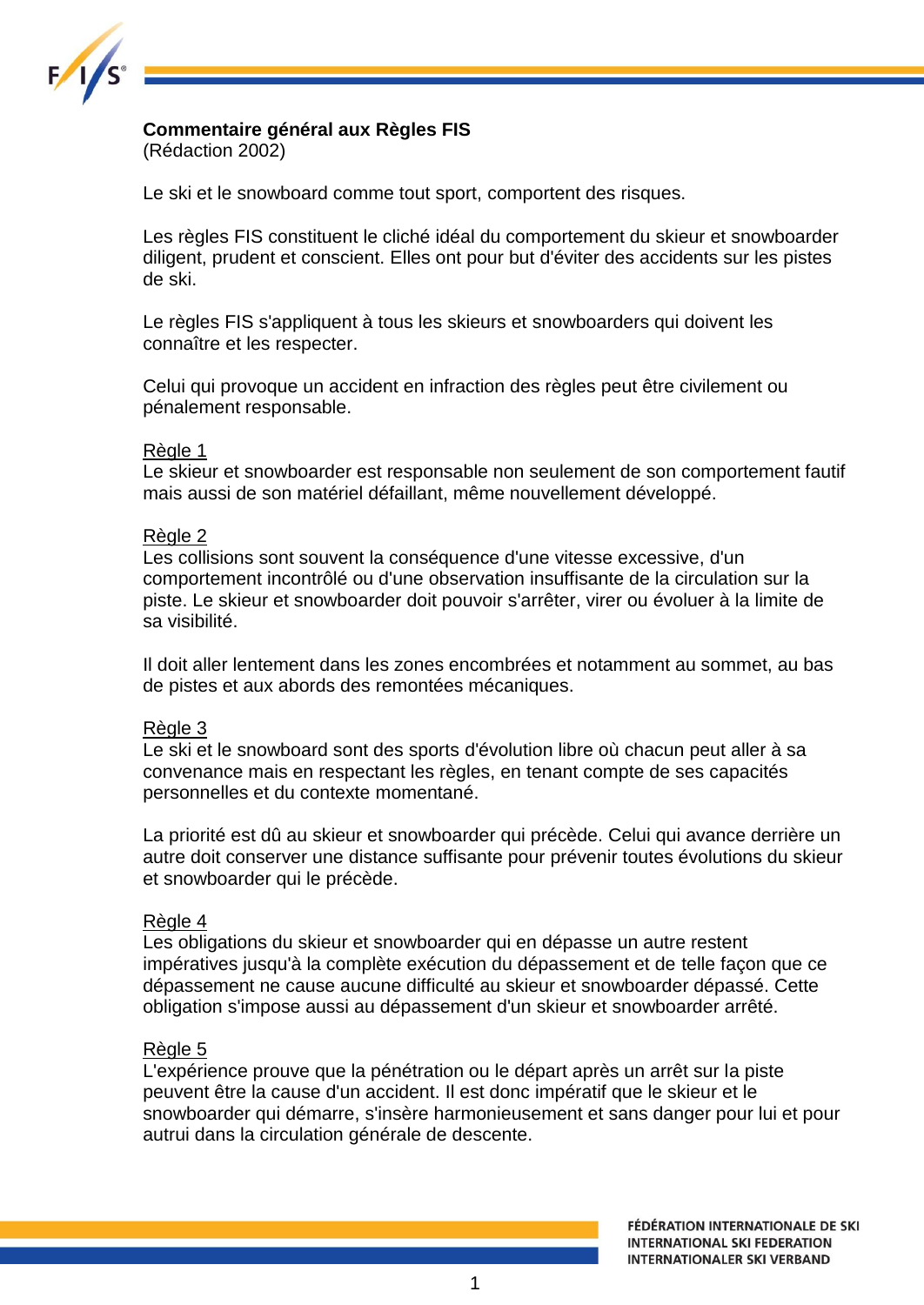**Commentaire général aux Règles FIS**
(Rédaction 2002)

Le ski et le snowboard comme tout sport, comportent des risques.

Les règles FIS constituent le cliché idéal du comportement du skieur et snowboarder diligent, prudent et conscient. Elles ont pour but d'éviter des accidents sur les pistes de ski.

Le règles FIS s'appliquent à tous les skieurs et snowboarders qui doivent les connaître et les respecter.

Celui qui provoque un accident en infraction des règles peut être civilement ou pénalement responsable.

<u>Règle 1</u>
Le skieur et snowboarder est responsable non seulement de son comportement fautif mais aussi de son matériel défaillant, même nouvellement développé.

<u>Règle 2</u>
Les collisions sont souvent la conséquence d'une vitesse excessive, d'un comportement incontrôlé ou d'une observation insuffisante de la circulation sur la piste. Le skieur et snowboarder doit pouvoir s'arrêter, virer ou évoluer à la limite de sa visibilité.

Il doit aller lentement dans les zones encombrées et notamment au sommet, au bas de pistes et aux abords des remontées mécaniques.

<u>Règle 3</u>
Le ski et le snowboard sont des sports d'évolution libre où chacun peut aller à sa convenance mais en respectant les règles, en tenant compte de ses capacités personnelles et du contexte momentané.

La priorité est dû au skieur et snowboarder qui précède. Celui qui avance derrière un autre doit conserver une distance suffisante pour prévenir toutes évolutions du skieur et snowboarder qui le précède.

<u>Règle 4</u>
Les obligations du skieur et snowboarder qui en dépasse un autre restent impératives jusqu'à la complète exécution du dépassement et de telle façon que ce dépassement ne cause aucune difficulté au skieur et snowboarder dépassé. Cette obligation s'impose aussi au dépassement d'un skieur et snowboarder arrêté.

<u>Règle 5</u>
L'expérience prouve que la pénétration ou le départ après un arrêt sur la piste peuvent être la cause d'un accident. Il est donc impératif que le skieur et le snowboarder qui démarre, s'insère harmonieusement et sans danger pour lui et pour autrui dans la circulation générale de descente.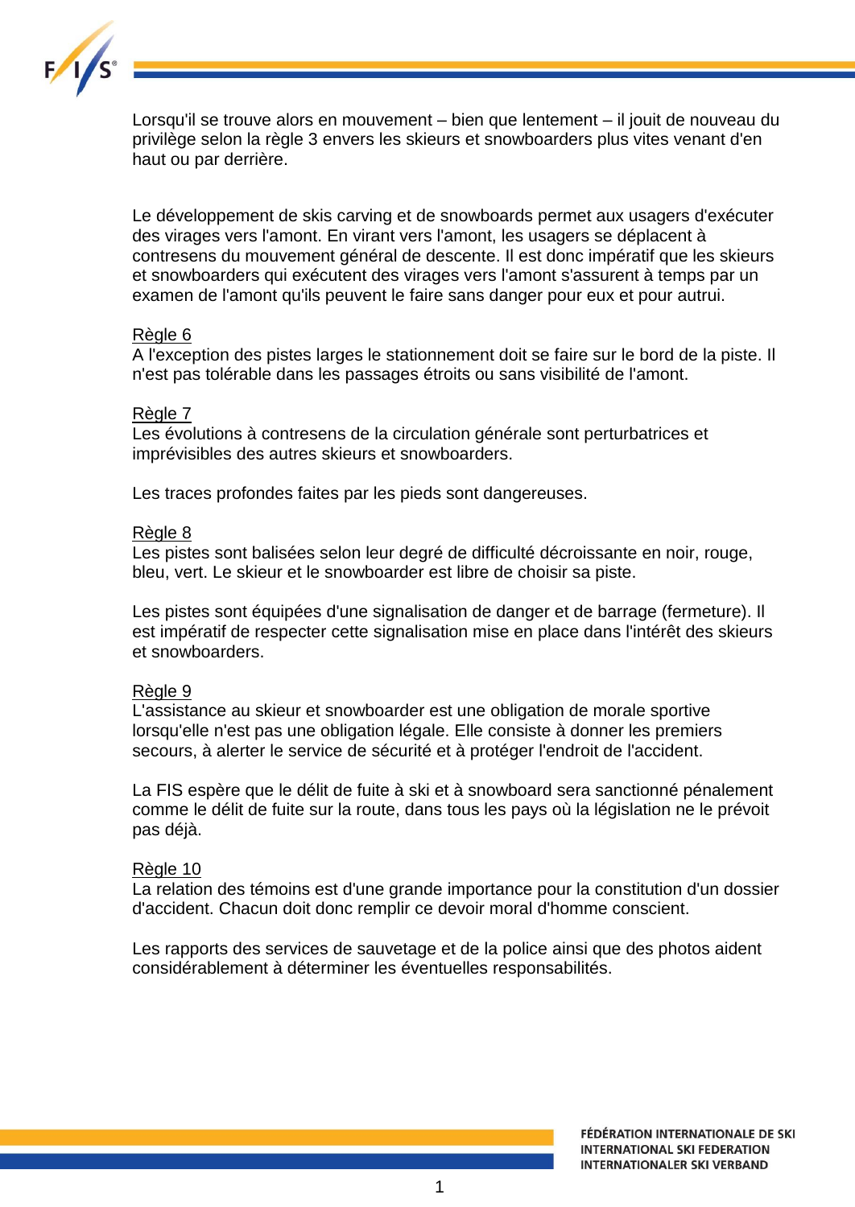Lorsqu'il se trouve alors en mouvement – bien que lentement – il jouit de nouveau du privilège selon la règle 3 envers les skieurs et snowboarders plus vites venant d'en haut ou par derrière.

Le développement de skis carving et de snowboards permet aux usagers d'exécuter des virages vers l'amont. En virant vers l'amont, les usagers se déplacent à contresens du mouvement général de descente. Il est donc impératif que les skieurs et snowboarders qui exécutent des virages vers l'amont s'assurent à temps par un examen de l'amont qu'ils peuvent le faire sans danger pour eux et pour autrui.

Règle 6

A l'exception des pistes larges le stationnement doit se faire sur le bord de la piste. Il n'est pas tolérable dans les passages étroits ou sans visibilité de l'amont.

Règle 7

Les évolutions à contresens de la circulation générale sont perturbatrices et imprévisibles des autres skieurs et snowboarders.

Les traces profondes faites par les pieds sont dangereuses.

Règle 8

Les pistes sont balisées selon leur degré de difficulté décroissante en noir, rouge, bleu, vert. Le skieur et le snowboarder est libre de choisir sa piste.

Les pistes sont équipées d'une signalisation de danger et de barrage (fermeture). Il est impératif de respecter cette signalisation mise en place dans l'intérêt des skieurs et snowboarders.

Règle 9

L'assistance au skieur et snowboarder est une obligation de morale sportive lorsqu'elle n'est pas une obligation légale. Elle consiste à donner les premiers secours, à alerter le service de sécurité et à protéger l'endroit de l'accident.

La FIS espère que le délit de fuite à ski et à snowboard sera sanctionné pénalement comme le délit de fuite sur la route, dans tous les pays où la législation ne le prévoit pas déjà.

Règle 10

La relation des témoins est d'une grande importance pour la constitution d'un dossier d'accident. Chacun doit donc remplir ce devoir moral d'homme conscient.

Les rapports des services de sauvetage et de la police ainsi que des photos aident considérablement à déterminer les éventuelles responsabilités.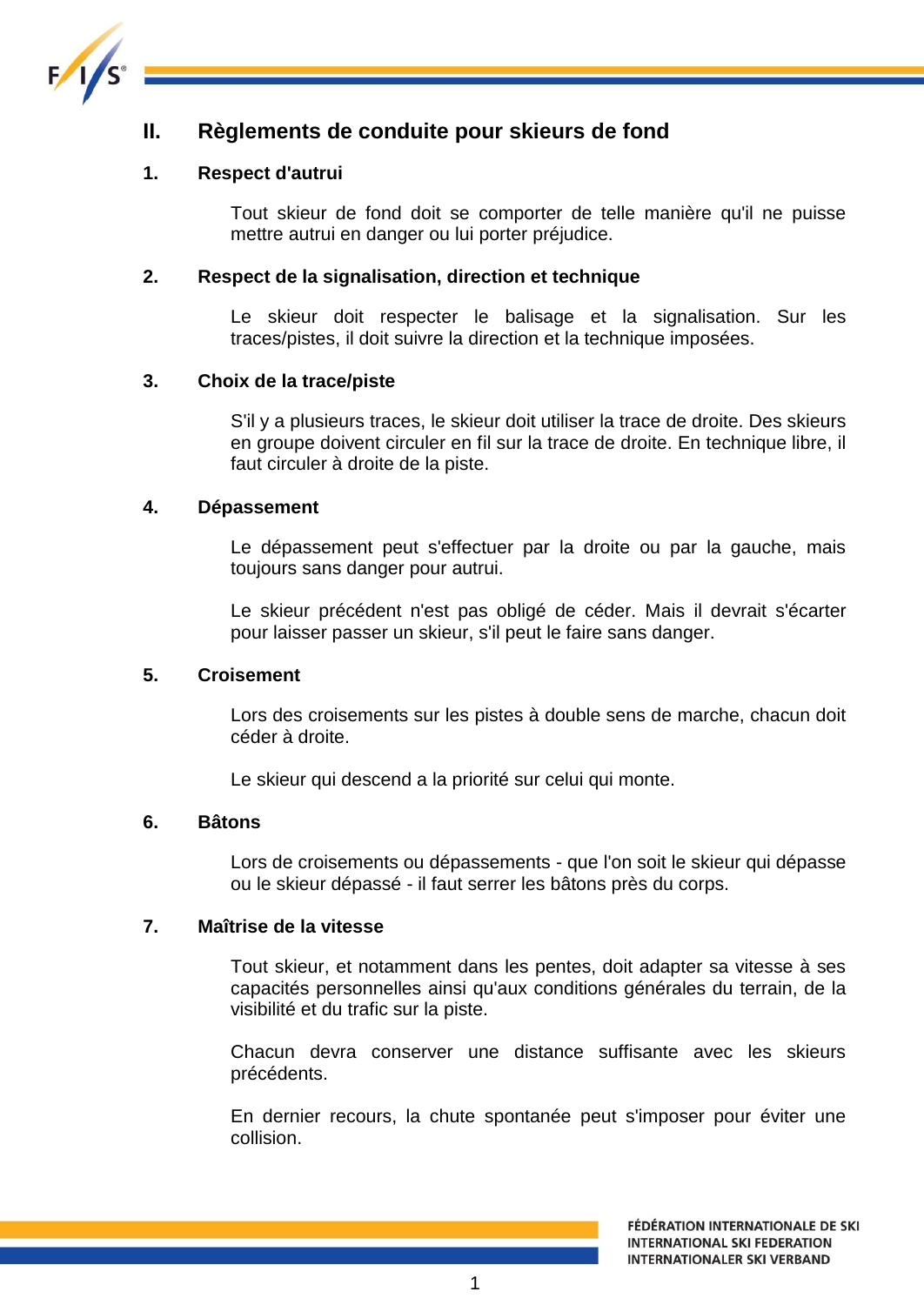## II. Règlements de conduite pour skieurs de fond

### 1. Respect d'autrui

Tout skieur de fond doit se comporter de telle manière qu'il ne puisse mettre autrui en danger ou lui porter préjudice.

### 2. Respect de la signalisation, direction et technique

Le skieur doit respecter le balisage et la signalisation. Sur les traces/pistes, il doit suivre la direction et la technique imposées.

### 3. Choix de la trace/piste

S'il y a plusieurs traces, le skieur doit utiliser la trace de droite. Des skieurs en groupe doivent circuler en fil sur la trace de droite. En technique libre, il faut circuler à droite de la piste.

### 4. Dépassement

Le dépassement peut s'effectuer par la droite ou par la gauche, mais toujours sans danger pour autrui.

Le skieur précédent n'est pas obligé de céder. Mais il devrait s'écarter pour laisser passer un skieur, s'il peut le faire sans danger.

### 5. Croisement

Lors des croisements sur les pistes à double sens de marche, chacun doit céder à droite.

Le skieur qui descend a la priorité sur celui qui monte.

### 6. Bâtons

Lors de croisements ou dépassements - que l'on soit le skieur qui dépasse ou le skieur dépassé - il faut serrer les bâtons près du corps.

### 7. Maîtrise de la vitesse

Tout skieur, et notamment dans les pentes, doit adapter sa vitesse à ses capacités personnelles ainsi qu'aux conditions générales du terrain, de la visibilité et du trafic sur la piste.

Chacun devra conserver une distance suffisante avec les skieurs précédents.

En dernier recours, la chute spontanée peut s'imposer pour éviter une collision.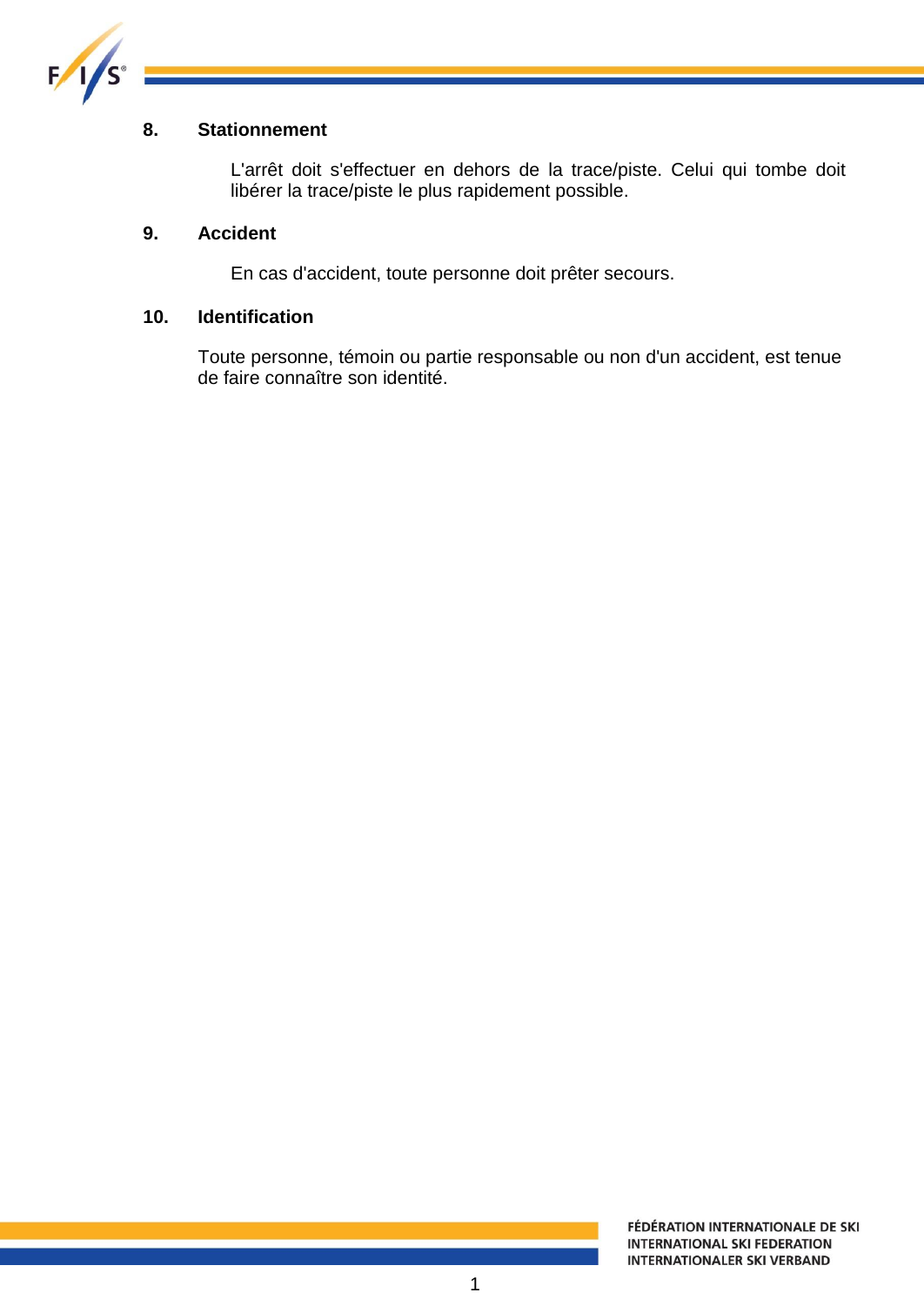## 8. Stationnement

L'arrêt doit s'effectuer en dehors de la trace/piste. Celui qui tombe doit libérer la trace/piste le plus rapidement possible.

## 9. Accident

En cas d'accident, toute personne doit prêter secours.

## 10. Identification

Toute personne, témoin ou partie responsable ou non d'un accident, est tenue de faire connaître son identité.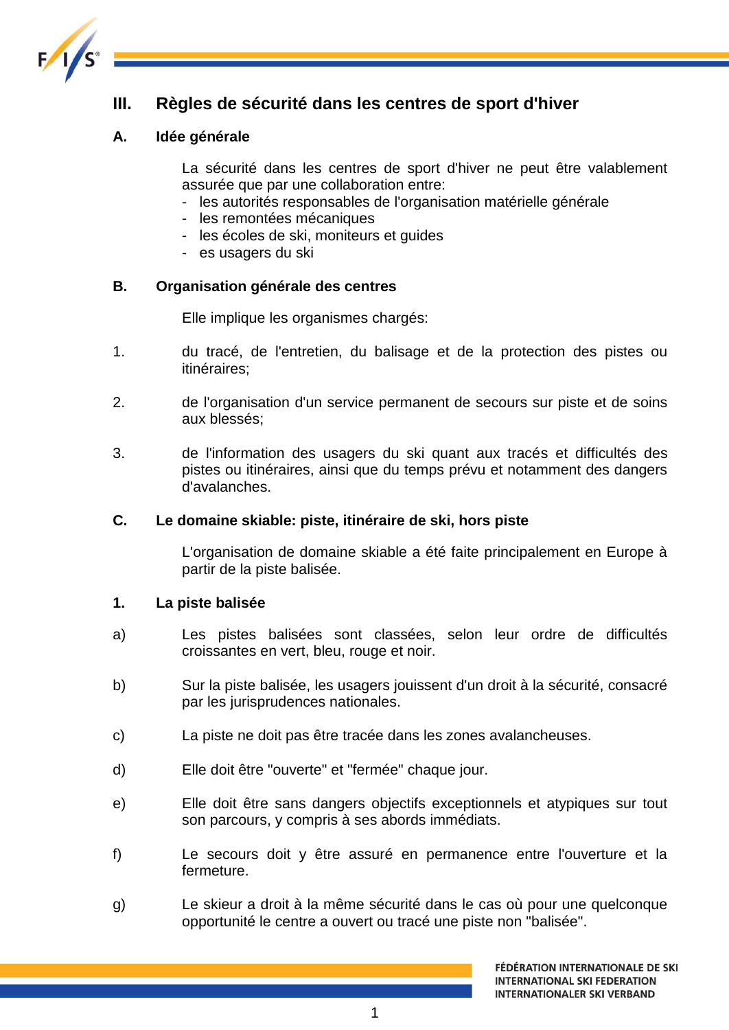## III. Règles de sécurité dans les centres de sport d'hiver

### A. Idée générale

La sécurité dans les centres de sport d'hiver ne peut être valablement assurée que par une collaboration entre:

- les autorités responsables de l'organisation matérielle générale
- les remontées mécaniques
- les écoles de ski, moniteurs et guides
- es usagers du ski

### B. Organisation générale des centres

Elle implique les organismes chargés:

1. du tracé, de l'entretien, du balisage et de la protection des pistes ou itinéraires;

2. de l'organisation d'un service permanent de secours sur piste et de soins aux blessés;

3. de l'information des usagers du ski quant aux tracés et difficultés des pistes ou itinéraires, ainsi que du temps prévu et notamment des dangers d'avalanches.

### C. Le domaine skiable: piste, itinéraire de ski, hors piste

L'organisation de domaine skiable a été faite principalement en Europe à partir de la piste balisée.

### 1. La piste balisée

a) Les pistes balisées sont classées, selon leur ordre de difficultés croissantes en vert, bleu, rouge et noir.

b) Sur la piste balisée, les usagers jouissent d'un droit à la sécurité, consacré par les jurisprudences nationales.

c) La piste ne doit pas être tracée dans les zones avalancheuses.

d) Elle doit être "ouverte" et "fermée" chaque jour.

e) Elle doit être sans dangers objectifs exceptionnels et atypiques sur tout son parcours, y compris à ses abords immédiats.

f) Le secours doit y être assuré en permanence entre l'ouverture et la fermeture.

g) Le skieur a droit à la même sécurité dans le cas où pour une quelconque opportunité le centre a ouvert ou tracé une piste non "balisée".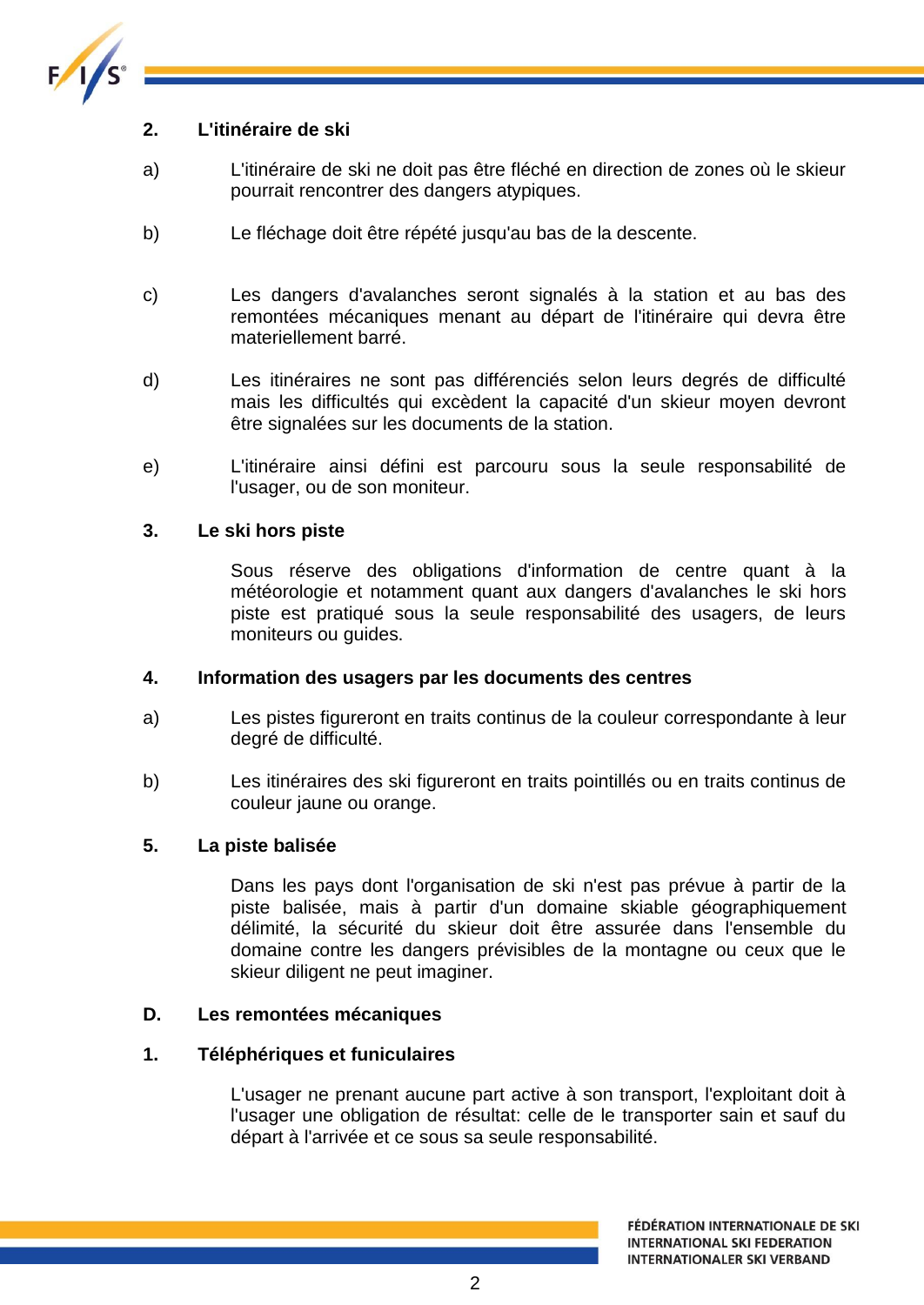### 2. L'itinéraire de ski

a) L'itinéraire de ski ne doit pas être fléché en direction de zones où le skieur pourrait rencontrer des dangers atypiques.

b) Le fléchage doit être répété jusqu'au bas de la descente.

c) Les dangers d'avalanches seront signalés à la station et au bas des remontées mécaniques menant au départ de l'itinéraire qui devra être materiellement barré.

d) Les itinéraires ne sont pas différenciés selon leurs degrés de difficulté mais les difficultés qui excèdent la capacité d'un skieur moyen devront être signalées sur les documents de la station.

e) L'itinéraire ainsi défini est parcouru sous la seule responsabilité de l'usager, ou de son moniteur.

### 3. Le ski hors piste

Sous réserve des obligations d'information de centre quant à la météorologie et notamment quant aux dangers d'avalanches le ski hors piste est pratiqué sous la seule responsabilité des usagers, de leurs moniteurs ou guides.

### 4. Information des usagers par les documents des centres

a) Les pistes figureront en traits continus de la couleur correspondante à leur degré de difficulté.

b) Les itinéraires des ski figureront en traits pointillés ou en traits continus de couleur jaune ou orange.

### 5. La piste balisée

Dans les pays dont l'organisation de ski n'est pas prévue à partir de la piste balisée, mais à partir d'un domaine skiable géographiquement délimité, la sécurité du skieur doit être assurée dans l'ensemble du domaine contre les dangers prévisibles de la montagne ou ceux que le skieur diligent ne peut imaginer.

## D. Les remontées mécaniques

### 1. Téléphériques et funiculaires

L'usager ne prenant aucune part active à son transport, l'exploitant doit à l'usager une obligation de résultat: celle de le transporter sain et sauf du départ à l'arrivée et ce sous sa seule responsabilité.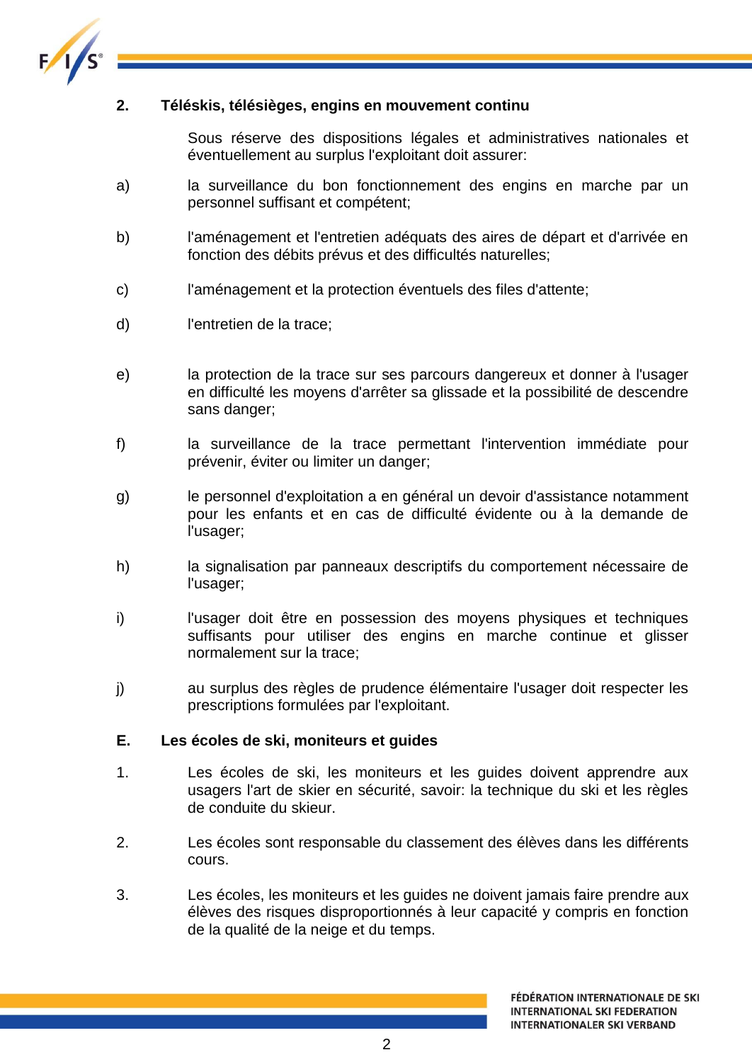**2. Téléskis, télésièges, engins en mouvement continu**

Sous réserve des dispositions légales et administratives nationales et éventuellement au surplus l'exploitant doit assurer:

a) la surveillance du bon fonctionnement des engins en marche par un personnel suffisant et compétent;

b) l'aménagement et l'entretien adéquats des aires de départ et d'arrivée en fonction des débits prévus et des difficultés naturelles;

c) l'aménagement et la protection éventuels des files d'attente;

d) l'entretien de la trace;

e) la protection de la trace sur ses parcours dangereux et donner à l'usager en difficulté les moyens d'arrêter sa glissade et la possibilité de descendre sans danger;

f) la surveillance de la trace permettant l'intervention immédiate pour prévenir, éviter ou limiter un danger;

g) le personnel d'exploitation a en général un devoir d'assistance notamment pour les enfants et en cas de difficulté évidente ou à la demande de l'usager;

h) la signalisation par panneaux descriptifs du comportement nécessaire de l'usager;

i) l'usager doit être en possession des moyens physiques et techniques suffisants pour utiliser des engins en marche continue et glisser normalement sur la trace;

j) au surplus des règles de prudence élémentaire l'usager doit respecter les prescriptions formulées par l'exploitant.

## E. Les écoles de ski, moniteurs et guides

1. Les écoles de ski, les moniteurs et les guides doivent apprendre aux usagers l'art de skier en sécurité, savoir: la technique du ski et les règles de conduite du skieur.

2. Les écoles sont responsable du classement des élèves dans les différents cours.

3. Les écoles, les moniteurs et les guides ne doivent jamais faire prendre aux élèves des risques disproportionnés à leur capacité y compris en fonction de la qualité de la neige et du temps.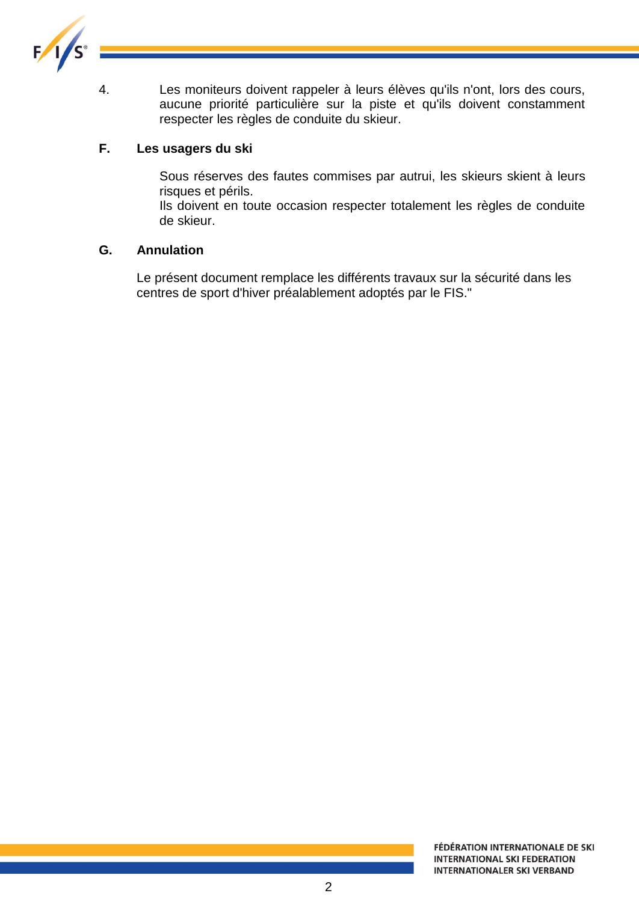4. Les moniteurs doivent rappeler à leurs élèves qu'ils n'ont, lors des cours, aucune priorité particulière sur la piste et qu'ils doivent constamment respecter les règles de conduite du skieur.

**F. Les usagers du ski**

Sous réserves des fautes commises par autrui, les skieurs skient à leurs risques et périls.
Ils doivent en toute occasion respecter totalement les règles de conduite de skieur.

**G. Annulation**

Le présent document remplace les différents travaux sur la sécurité dans les centres de sport d'hiver préalablement adoptés par le FIS."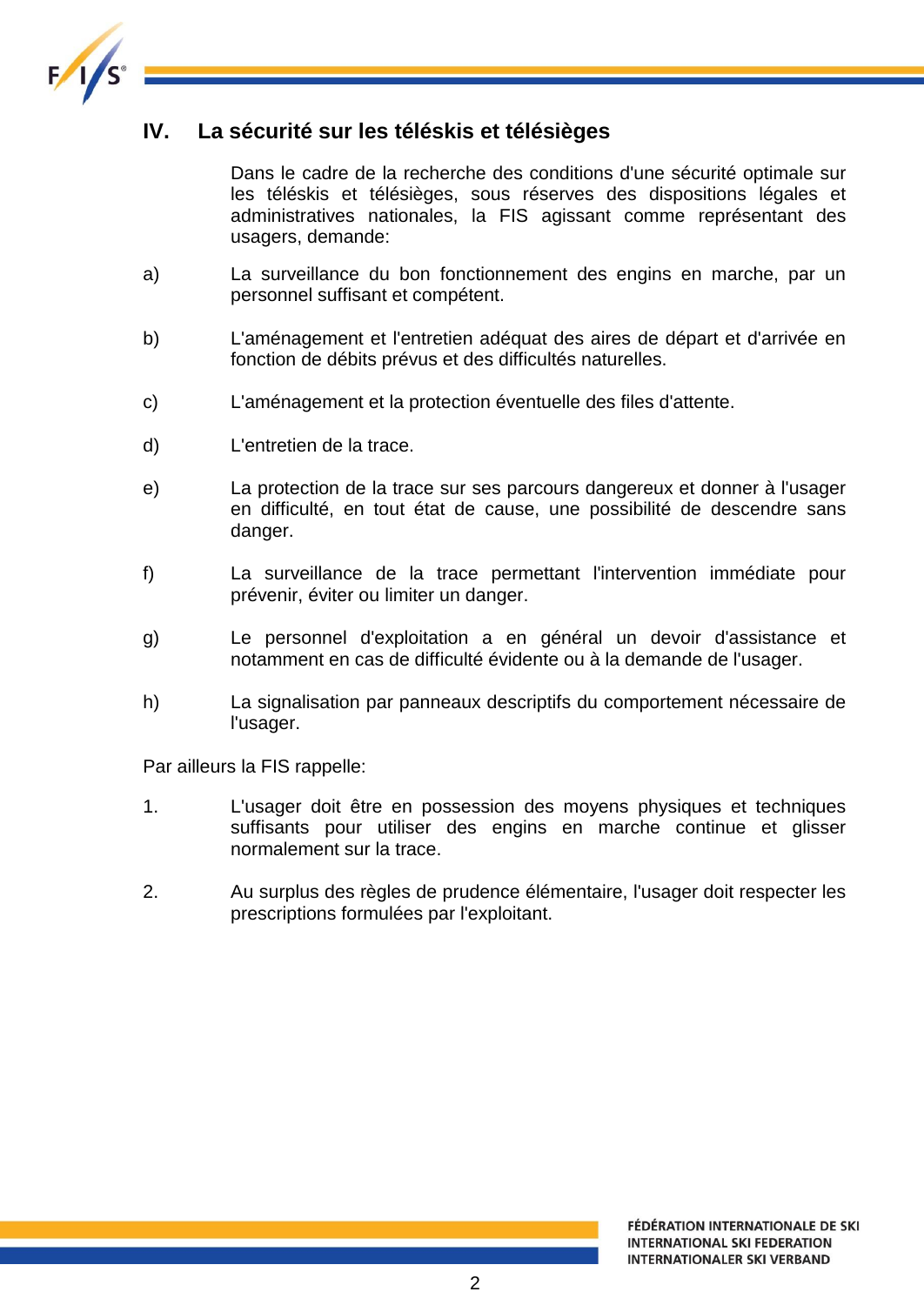## IV. La sécurité sur les téléskis et télésièges

Dans le cadre de la recherche des conditions d'une sécurité optimale sur les téléskis et télésièges, sous réserves des dispositions légales et administratives nationales, la FIS agissant comme représentant des usagers, demande:

a) La surveillance du bon fonctionnement des engins en marche, par un personnel suffisant et compétent.

b) L'aménagement et l'entretien adéquat des aires de départ et d'arrivée en fonction de débits prévus et des difficultés naturelles.

c) L'aménagement et la protection éventuelle des files d'attente.

d) L'entretien de la trace.

e) La protection de la trace sur ses parcours dangereux et donner à l'usager en difficulté, en tout état de cause, une possibilité de descendre sans danger.

f) La surveillance de la trace permettant l'intervention immédiate pour prévenir, éviter ou limiter un danger.

g) Le personnel d'exploitation a en général un devoir d'assistance et notamment en cas de difficulté évidente ou à la demande de l'usager.

h) La signalisation par panneaux descriptifs du comportement nécessaire de l'usager.

Par ailleurs la FIS rappelle:

1. L'usager doit être en possession des moyens physiques et techniques suffisants pour utiliser des engins en marche continue et glisser normalement sur la trace.

2. Au surplus des règles de prudence élémentaire, l'usager doit respecter les prescriptions formulées par l'exploitant.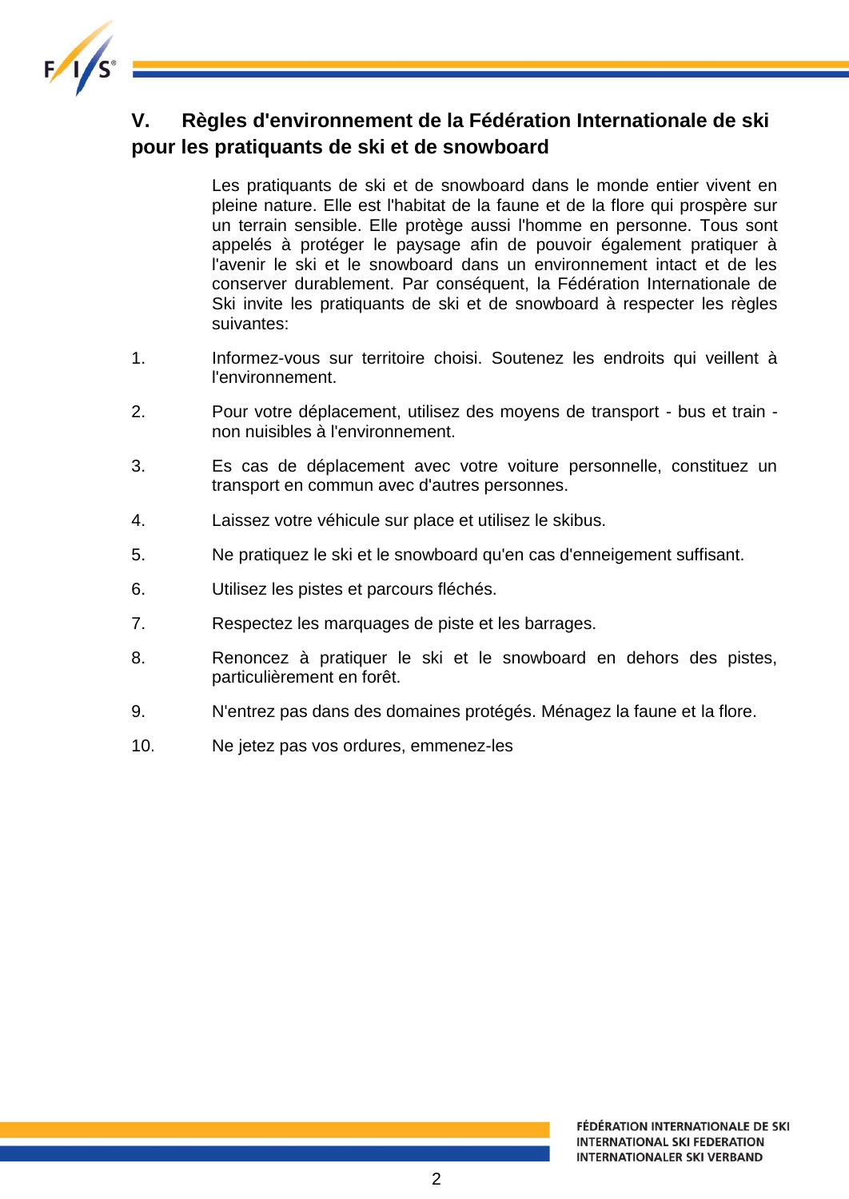## V. Règles d'environnement de la Fédération Internationale de ski pour les pratiquants de ski et de snowboard

Les pratiquants de ski et de snowboard dans le monde entier vivent en pleine nature. Elle est l'habitat de la faune et de la flore qui prospère sur un terrain sensible. Elle protège aussi l'homme en personne. Tous sont appelés à protéger le paysage afin de pouvoir également pratiquer à l'avenir le ski et le snowboard dans un environnement intact et de les conserver durablement. Par conséquent, la Fédération Internationale de Ski invite les pratiquants de ski et de snowboard à respecter les règles suivantes:

1. Informez-vous sur territoire choisi. Soutenez les endroits qui veillent à l'environnement.
2. Pour votre déplacement, utilisez des moyens de transport - bus et train - non nuisibles à l'environnement.
3. Es cas de déplacement avec votre voiture personnelle, constituez un transport en commun avec d'autres personnes.
4. Laissez votre véhicule sur place et utilisez le skibus.
5. Ne pratiquez le ski et le snowboard qu'en cas d'enneigement suffisant.
6. Utilisez les pistes et parcours fléchés.
7. Respectez les marquages de piste et les barrages.
8. Renoncez à pratiquer le ski et le snowboard en dehors des pistes, particulièrement en forêt.
9. N'entrez pas dans des domaines protégés. Ménagez la faune et la flore.
10. Ne jetez pas vos ordures, emmenez-les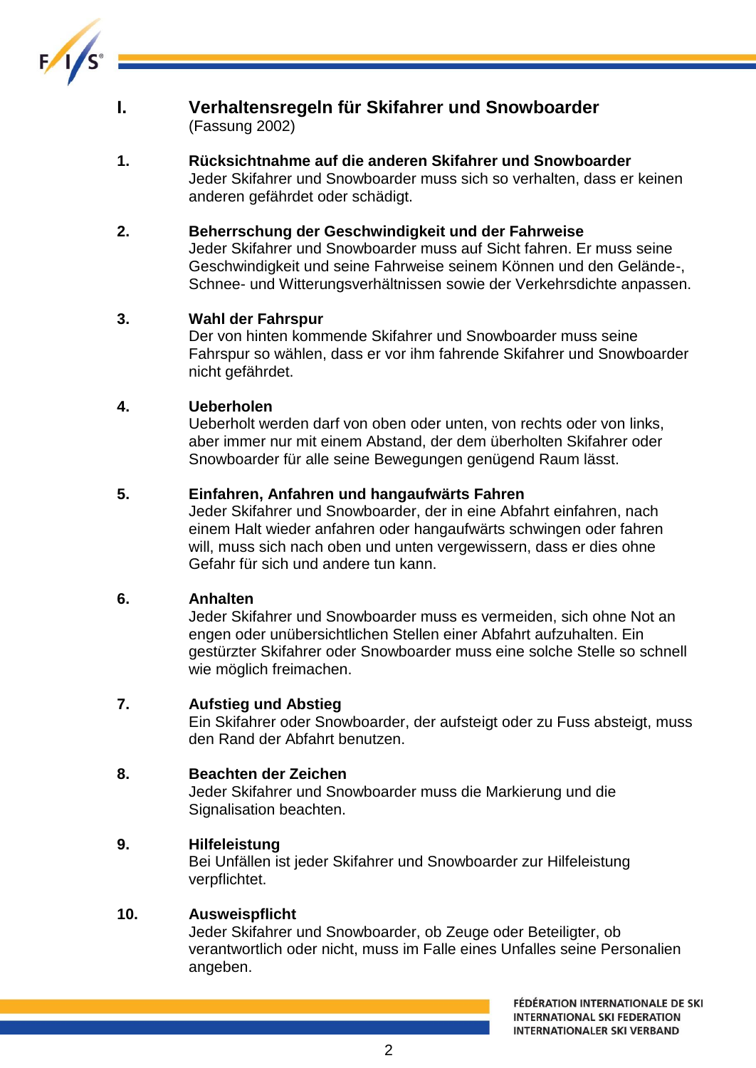## I. Verhaltensregeln für Skifahrer und Snowboarder

(Fassung 2002)

### 1. Rücksichtnahme auf die anderen Skifahrer und Snowboarder

Jeder Skifahrer und Snowboarder muss sich so verhalten, dass er keinen anderen gefährdet oder schädigt.

### 2. Beherrschung der Geschwindigkeit und der Fahrweise

Jeder Skifahrer und Snowboarder muss auf Sicht fahren. Er muss seine Geschwindigkeit und seine Fahrweise seinem Können und den Gelände-, Schnee- und Witterungsverhältnissen sowie der Verkehrsdichte anpassen.

### 3. Wahl der Fahrspur

Der von hinten kommende Skifahrer und Snowboarder muss seine Fahrspur so wählen, dass er vor ihm fahrende Skifahrer und Snowboarder nicht gefährdet.

### 4. Ueberholen

Ueberholt werden darf von oben oder unten, von rechts oder von links, aber immer nur mit einem Abstand, der dem überholten Skifahrer oder Snowboarder für alle seine Bewegungen genügend Raum lässt.

### 5. Einfahren, Anfahren und hangaufwärts Fahren

Jeder Skifahrer und Snowboarder, der in eine Abfahrt einfahren, nach einem Halt wieder anfahren oder hangaufwärts schwingen oder fahren will, muss sich nach oben und unten vergewissern, dass er dies ohne Gefahr für sich und andere tun kann.

### 6. Anhalten

Jeder Skifahrer und Snowboarder muss es vermeiden, sich ohne Not an engen oder unübersichtlichen Stellen einer Abfahrt aufzuhalten. Ein gestürzter Skifahrer oder Snowboarder muss eine solche Stelle so schnell wie möglich freimachen.

### 7. Aufstieg und Abstieg

Ein Skifahrer oder Snowboarder, der aufsteigt oder zu Fuss absteigt, muss den Rand der Abfahrt benutzen.

### 8. Beachten der Zeichen

Jeder Skifahrer und Snowboarder muss die Markierung und die Signalisation beachten.

### 9. Hilfeleistung

Bei Unfällen ist jeder Skifahrer und Snowboarder zur Hilfeleistung verpflichtet.

### 10. Ausweispflicht

Jeder Skifahrer und Snowboarder, ob Zeuge oder Beteiligter, ob verantwortlich oder nicht, muss im Falle eines Unfalles seine Personalien angeben.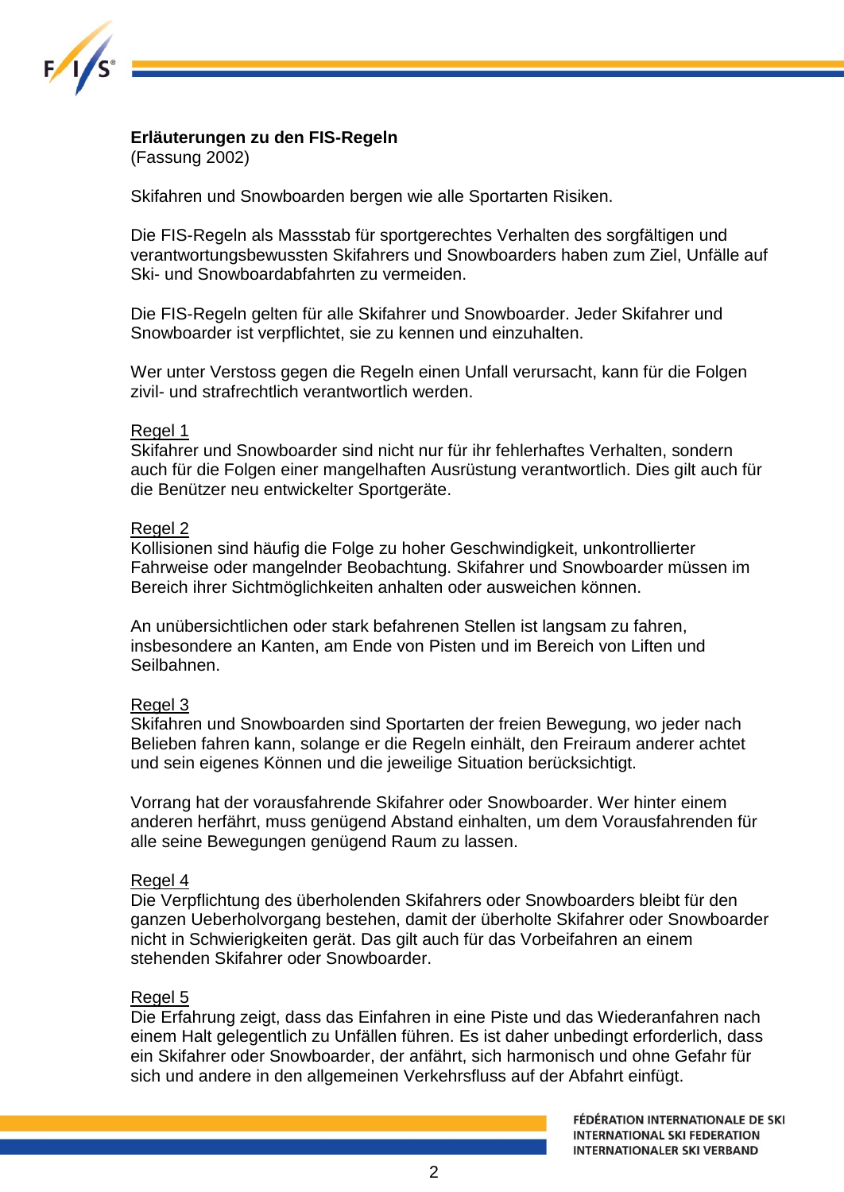**Erläuterungen zu den FIS-Regeln**
(Fassung 2002)

Skifahren und Snowboarden bergen wie alle Sportarten Risiken.

Die FIS-Regeln als Massstab für sportgerechtes Verhalten des sorgfältigen und verantwortungsbewussten Skifahrers und Snowboarders haben zum Ziel, Unfälle auf Ski- und Snowboardabfahrten zu vermeiden.

Die FIS-Regeln gelten für alle Skifahrer und Snowboarder. Jeder Skifahrer und Snowboarder ist verpflichtet, sie zu kennen und einzuhalten.

Wer unter Verstoss gegen die Regeln einen Unfall verursacht, kann für die Folgen zivil- und strafrechtlich verantwortlich werden.

<u>Regel 1</u>
Skifahrer und Snowboarder sind nicht nur für ihr fehlerhaftes Verhalten, sondern auch für die Folgen einer mangelhaften Ausrüstung verantwortlich. Dies gilt auch für die Benützer neu entwickelter Sportgeräte.

<u>Regel 2</u>
Kollisionen sind häufig die Folge zu hoher Geschwindigkeit, unkontrollierter Fahrweise oder mangelnder Beobachtung. Skifahrer und Snowboarder müssen im Bereich ihrer Sichtmöglichkeiten anhalten oder ausweichen können.

An unübersichtlichen oder stark befahrenen Stellen ist langsam zu fahren, insbesondere an Kanten, am Ende von Pisten und im Bereich von Liften und Seilbahnen.

<u>Regel 3</u>
Skifahren und Snowboarden sind Sportarten der freien Bewegung, wo jeder nach Belieben fahren kann, solange er die Regeln einhält, den Freiraum anderer achtet und sein eigenes Können und die jeweilige Situation berücksichtigt.

Vorrang hat der vorausfahrende Skifahrer oder Snowboarder. Wer hinter einem anderen herfährt, muss genügend Abstand einhalten, um dem Vorausfahrenden für alle seine Bewegungen genügend Raum zu lassen.

<u>Regel 4</u>
Die Verpflichtung des überholenden Skifahrers oder Snowboarders bleibt für den ganzen Ueberholvorgang bestehen, damit der überholte Skifahrer oder Snowboarder nicht in Schwierigkeiten gerät. Das gilt auch für das Vorbeifahren an einem stehenden Skifahrer oder Snowboarder.

<u>Regel 5</u>
Die Erfahrung zeigt, dass das Einfahren in eine Piste und das Wiederanfahren nach einem Halt gelegentlich zu Unfällen führen. Es ist daher unbedingt erforderlich, dass ein Skifahrer oder Snowboarder, der anfährt, sich harmonisch und ohne Gefahr für sich und andere in den allgemeinen Verkehrsfluss auf der Abfahrt einfügt.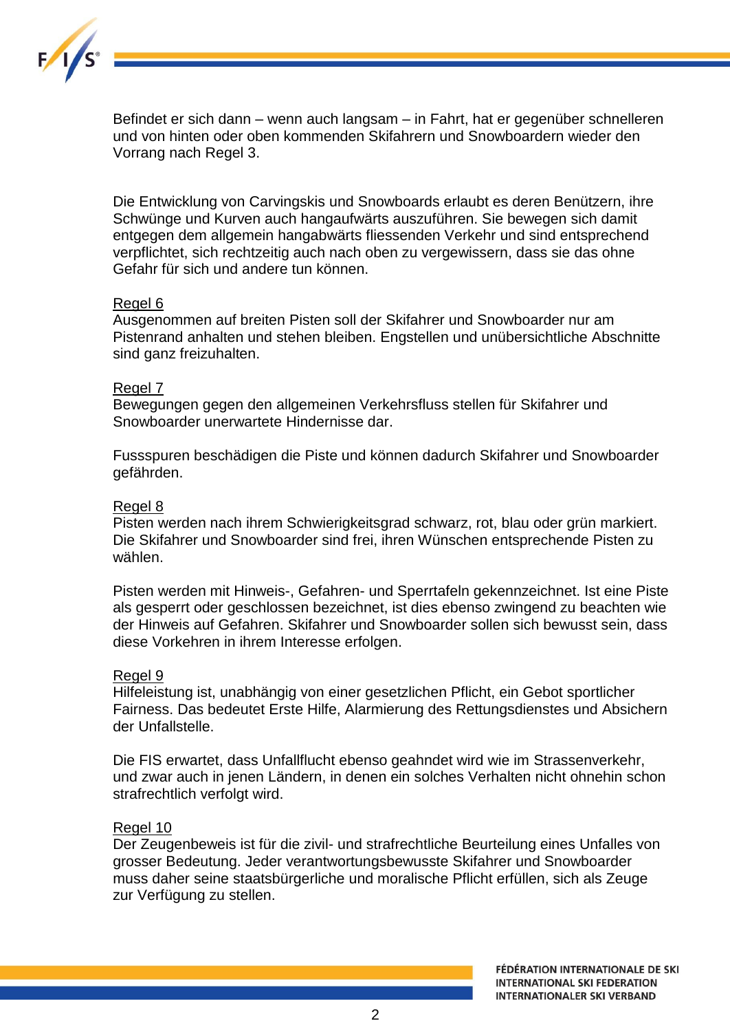Befindet er sich dann – wenn auch langsam – in Fahrt, hat er gegenüber schnelleren und von hinten oder oben kommenden Skifahrern und Snowboardern wieder den Vorrang nach Regel 3.

Die Entwicklung von Carvingskis und Snowboards erlaubt es deren Benützern, ihre Schwünge und Kurven auch hangaufwärts auszuführen. Sie bewegen sich damit entgegen dem allgemein hangabwärts fliessenden Verkehr und sind entsprechend verpflichtet, sich rechtzeitig auch nach oben zu vergewissern, dass sie das ohne Gefahr für sich und andere tun können.

Regel 6

Ausgenommen auf breiten Pisten soll der Skifahrer und Snowboarder nur am Pistenrand anhalten und stehen bleiben. Engstellen und unübersichtliche Abschnitte sind ganz freizuhalten.

Regel 7

Bewegungen gegen den allgemeinen Verkehrsfluss stellen für Skifahrer und Snowboarder unerwartete Hindernisse dar.

Fussspuren beschädigen die Piste und können dadurch Skifahrer und Snowboarder gefährden.

Regel 8

Pisten werden nach ihrem Schwierigkeitsgrad schwarz, rot, blau oder grün markiert. Die Skifahrer und Snowboarder sind frei, ihren Wünschen entsprechende Pisten zu wählen.

Pisten werden mit Hinweis-, Gefahren- und Sperrtafeln gekennzeichnet. Ist eine Piste als gesperrt oder geschlossen bezeichnet, ist dies ebenso zwingend zu beachten wie der Hinweis auf Gefahren. Skifahrer und Snowboarder sollen sich bewusst sein, dass diese Vorkehren in ihrem Interesse erfolgen.

Regel 9

Hilfeleistung ist, unabhängig von einer gesetzlichen Pflicht, ein Gebot sportlicher Fairness. Das bedeutet Erste Hilfe, Alarmierung des Rettungsdienstes und Absichern der Unfallstelle.

Die FIS erwartet, dass Unfallflucht ebenso geahndet wird wie im Strassenverkehr, und zwar auch in jenen Ländern, in denen ein solches Verhalten nicht ohnehin schon strafrechtlich verfolgt wird.

Regel 10

Der Zeugenbeweis ist für die zivil- und strafrechtliche Beurteilung eines Unfalles von grosser Bedeutung. Jeder verantwortungsbewusste Skifahrer und Snowboarder muss daher seine staatsbürgerliche und moralische Pflicht erfüllen, sich als Zeuge zur Verfügung zu stellen.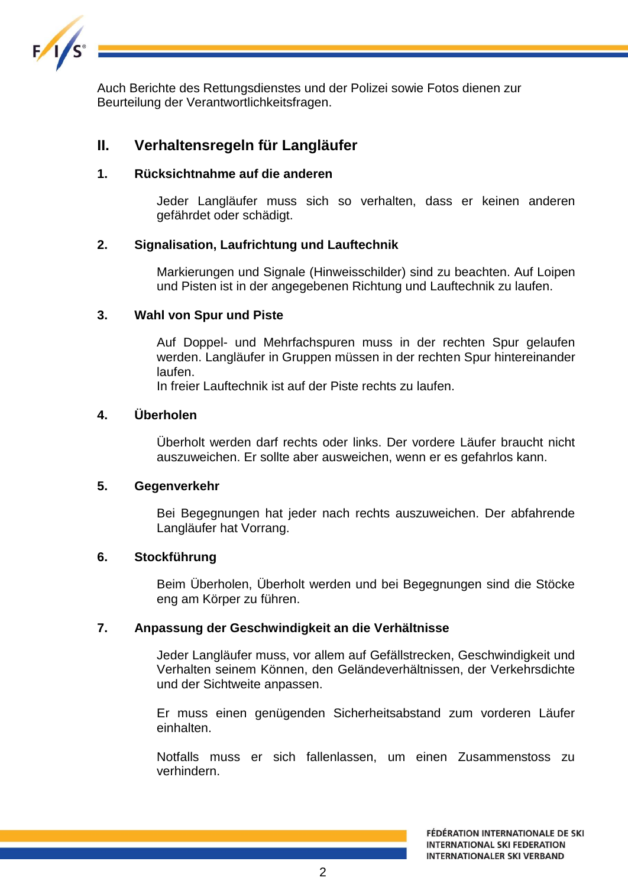Auch Berichte des Rettungsdienstes und der Polizei sowie Fotos dienen zur Beurteilung der Verantwortlichkeitsfragen.

## II. Verhaltensregeln für Langläufer

### 1. Rücksichtnahme auf die anderen

Jeder Langläufer muss sich so verhalten, dass er keinen anderen gefährdet oder schädigt.

### 2. Signalisation, Laufrichtung und Lauftechnik

Markierungen und Signale (Hinweisschilder) sind zu beachten. Auf Loipen und Pisten ist in der angegebenen Richtung und Lauftechnik zu laufen.

### 3. Wahl von Spur und Piste

Auf Doppel- und Mehrfachspuren muss in der rechten Spur gelaufen werden. Langläufer in Gruppen müssen in der rechten Spur hintereinander laufen.
In freier Lauftechnik ist auf der Piste rechts zu laufen.

### 4. Überholen

Überholt werden darf rechts oder links. Der vordere Läufer braucht nicht auszuweichen. Er sollte aber ausweichen, wenn er es gefahrlos kann.

### 5. Gegenverkehr

Bei Begegnungen hat jeder nach rechts auszuweichen. Der abfahrende Langläufer hat Vorrang.

### 6. Stockführung

Beim Überholen, Überholt werden und bei Begegnungen sind die Stöcke eng am Körper zu führen.

### 7. Anpassung der Geschwindigkeit an die Verhältnisse

Jeder Langläufer muss, vor allem auf Gefällstrecken, Geschwindigkeit und Verhalten seinem Können, den Geländeverhältnissen, der Verkehrsdichte und der Sichtweite anpassen.

Er muss einen genügenden Sicherheitsabstand zum vorderen Läufer einhalten.

Notfalls muss er sich fallenlassen, um einen Zusammenstoss zu verhindern.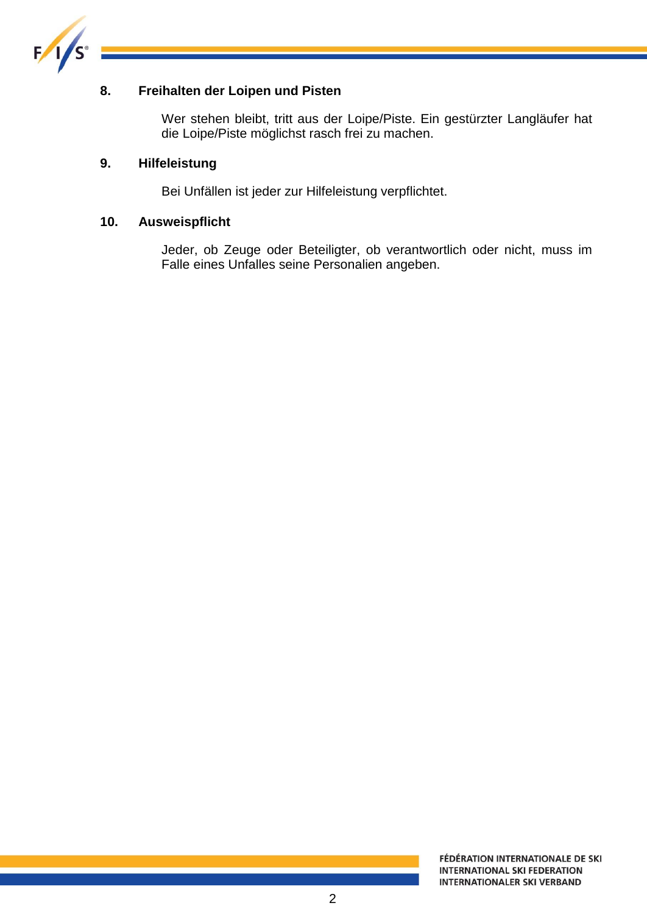## 8. Freihalten der Loipen und Pisten

Wer stehen bleibt, tritt aus der Loipe/Piste. Ein gestürzter Langläufer hat die Loipe/Piste möglichst rasch frei zu machen.

## 9. Hilfeleistung

Bei Unfällen ist jeder zur Hilfeleistung verpflichtet.

## 10. Ausweispflicht

Jeder, ob Zeuge oder Beteiligter, ob verantwortlich oder nicht, muss im Falle eines Unfalles seine Personalien angeben.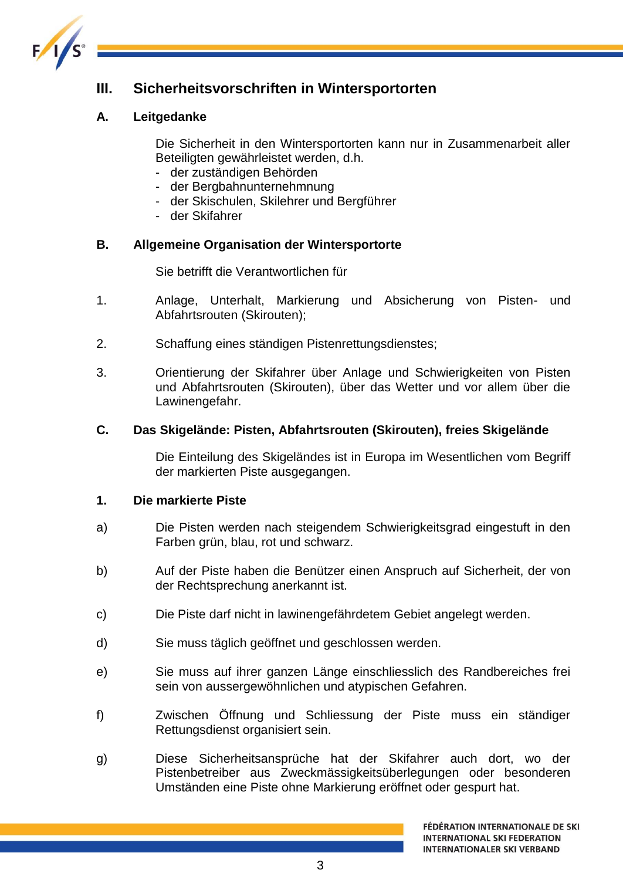## III. Sicherheitsvorschriften in Wintersportorten

### A. Leitgedanke

Die Sicherheit in den Wintersportorten kann nur in Zusammenarbeit aller Beteiligten gewährleistet werden, d.h.

- der zuständigen Behörden
- der Bergbahnunternehmnung
- der Skischulen, Skilehrer und Bergführer
- der Skifahrer

### B. Allgemeine Organisation der Wintersportorte

Sie betrifft die Verantwortlichen für

1. Anlage, Unterhalt, Markierung und Absicherung von Pisten- und Abfahrtsrouten (Skirouten);

2. Schaffung eines ständigen Pistenrettungsdienstes;

3. Orientierung der Skifahrer über Anlage und Schwierigkeiten von Pisten und Abfahrtsrouten (Skirouten), über das Wetter und vor allem über die Lawinengefahr.

### C. Das Skigelände: Pisten, Abfahrtsrouten (Skirouten), freies Skigelände

Die Einteilung des Skigeländes ist in Europa im Wesentlichen vom Begriff der markierten Piste ausgegangen.

#### 1. Die markierte Piste

a) Die Pisten werden nach steigendem Schwierigkeitsgrad eingestuft in den Farben grün, blau, rot und schwarz.

b) Auf der Piste haben die Benützer einen Anspruch auf Sicherheit, der von der Rechtsprechung anerkannt ist.

c) Die Piste darf nicht in lawinengefährdetem Gebiet angelegt werden.

d) Sie muss täglich geöffnet und geschlossen werden.

e) Sie muss auf ihrer ganzen Länge einschliesslich des Randbereiches frei sein von aussergewöhnlichen und atypischen Gefahren.

f) Zwischen Öffnung und Schliessung der Piste muss ein ständiger Rettungsdienst organisiert sein.

g) Diese Sicherheitsansprüche hat der Skifahrer auch dort, wo der Pistenbetreiber aus Zweckmässigkeitsüberlegungen oder besonderen Umständen eine Piste ohne Markierung eröffnet oder gespurt hat.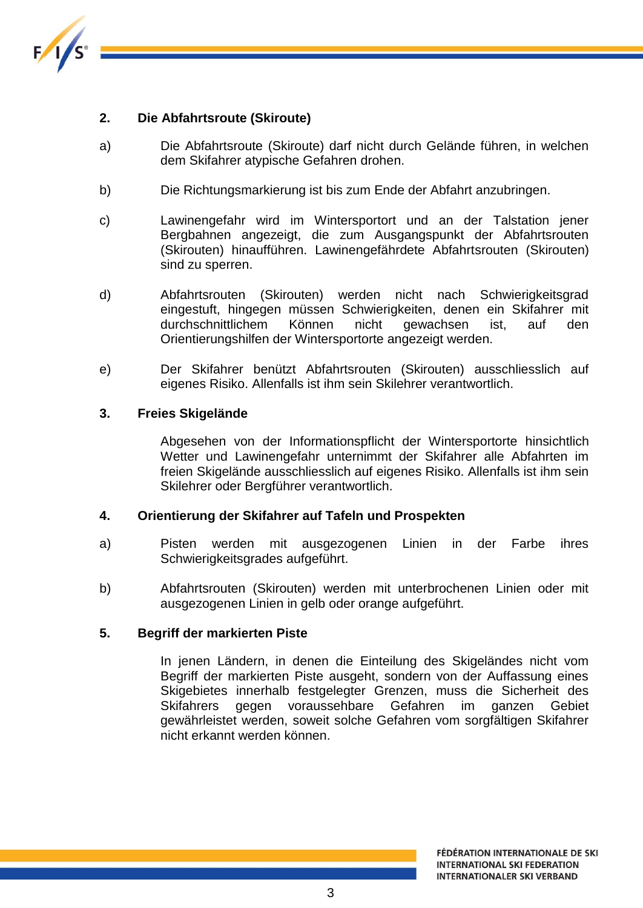## 2. Die Abfahrtsroute (Skiroute)

a) Die Abfahrtsroute (Skiroute) darf nicht durch Gelände führen, in welchen dem Skifahrer atypische Gefahren drohen.

b) Die Richtungsmarkierung ist bis zum Ende der Abfahrt anzubringen.

c) Lawinengefahr wird im Wintersportort und an der Talstation jener Bergbahnen angezeigt, die zum Ausgangspunkt der Abfahrtsrouten (Skirouten) hinaufführen. Lawinengefährdete Abfahrtsrouten (Skirouten) sind zu sperren.

d) Abfahrtsrouten (Skirouten) werden nicht nach Schwierigkeitsgrad eingestuft, hingegen müssen Schwierigkeiten, denen ein Skifahrer mit durchschnittlichem Können nicht gewachsen ist, auf den Orientierungshilfen der Wintersportorte angezeigt werden.

e) Der Skifahrer benützt Abfahrtsrouten (Skirouten) ausschliesslich auf eigenes Risiko. Allenfalls ist ihm sein Skilehrer verantwortlich.

## 3. Freies Skigelände

Abgesehen von der Informationspflicht der Wintersportorte hinsichtlich Wetter und Lawinengefahr unternimmt der Skifahrer alle Abfahrten im freien Skigelände ausschliesslich auf eigenes Risiko. Allenfalls ist ihm sein Skilehrer oder Bergführer verantwortlich.

## 4. Orientierung der Skifahrer auf Tafeln und Prospekten

a) Pisten werden mit ausgezogenen Linien in der Farbe ihres Schwierigkeitsgrades aufgeführt.

b) Abfahrtsrouten (Skirouten) werden mit unterbrochenen Linien oder mit ausgezogenen Linien in gelb oder orange aufgeführt.

## 5. Begriff der markierten Piste

In jenen Ländern, in denen die Einteilung des Skigeländes nicht vom Begriff der markierten Piste ausgeht, sondern von der Auffassung eines Skigebietes innerhalb festgelegter Grenzen, muss die Sicherheit des Skifahrers gegen voraussehbare Gefahren im ganzen Gebiet gewährleistet werden, soweit solche Gefahren vom sorgfältigen Skifahrer nicht erkannt werden können.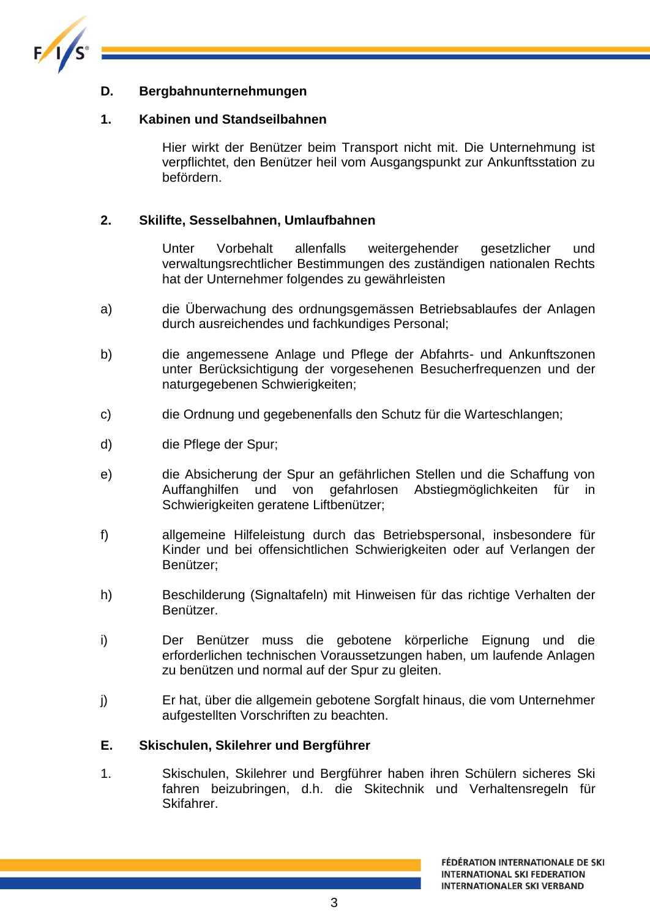## D. Bergbahnunternehmungen

### 1. Kabinen und Standseilbahnen

Hier wirkt der Benützer beim Transport nicht mit. Die Unternehmung ist verpflichtet, den Benützer heil vom Ausgangspunkt zur Ankunftsstation zu befördern.

### 2. Skilifte, Sesselbahnen, Umlaufbahnen

Unter Vorbehalt allenfalls weitergehender gesetzlicher und verwaltungsrechtlicher Bestimmungen des zuständigen nationalen Rechts hat der Unternehmer folgendes zu gewährleisten

a) die Überwachung des ordnungsgemässen Betriebsablaufes der Anlagen durch ausreichendes und fachkundiges Personal;

b) die angemessene Anlage und Pflege der Abfahrts- und Ankunftszonen unter Berücksichtigung der vorgesehenen Besucherfrequenzen und der naturgegebenen Schwierigkeiten;

c) die Ordnung und gegebenenfalls den Schutz für die Warteschlangen;

d) die Pflege der Spur;

e) die Absicherung der Spur an gefährlichen Stellen und die Schaffung von Auffanghilfen und von gefahrlosen Abstiegmöglichkeiten für in Schwierigkeiten geratene Liftbenützer;

f) allgemeine Hilfeleistung durch das Betriebspersonal, insbesondere für Kinder und bei offensichtlichen Schwierigkeiten oder auf Verlangen der Benützer;

h) Beschilderung (Signaltafeln) mit Hinweisen für das richtige Verhalten der Benützer.

i) Der Benützer muss die gebotene körperliche Eignung und die erforderlichen technischen Voraussetzungen haben, um laufende Anlagen zu benützen und normal auf der Spur zu gleiten.

j) Er hat, über die allgemein gebotene Sorgfalt hinaus, die vom Unternehmer aufgestellten Vorschriften zu beachten.

## E. Skischulen, Skilehrer und Bergführer

1. Skischulen, Skilehrer und Bergführer haben ihren Schülern sicheres Ski fahren beizubringen, d.h. die Skitechnik und Verhaltensregeln für Skifahrer.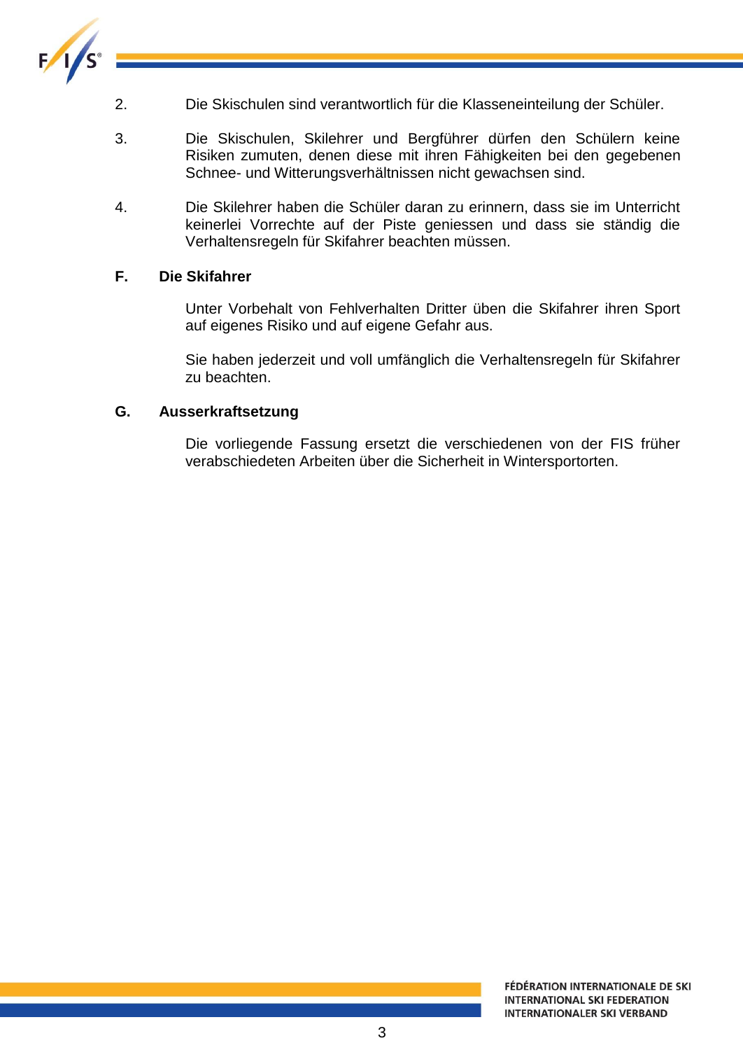2. Die Skischulen sind verantwortlich für die Klasseneinteilung der Schüler.

3. Die Skischulen, Skilehrer und Bergführer dürfen den Schülern keine Risiken zumuten, denen diese mit ihren Fähigkeiten bei den gegebenen Schnee- und Witterungsverhältnissen nicht gewachsen sind.

4. Die Skilehrer haben die Schüler daran zu erinnern, dass sie im Unterricht keinerlei Vorrechte auf der Piste geniessen und dass sie ständig die Verhaltensregeln für Skifahrer beachten müssen.

**F. Die Skifahrer**

Unter Vorbehalt von Fehlverhalten Dritter üben die Skifahrer ihren Sport auf eigenes Risiko und auf eigene Gefahr aus.

Sie haben jederzeit und voll umfänglich die Verhaltensregeln für Skifahrer zu beachten.

**G. Ausserkraftsetzung**

Die vorliegende Fassung ersetzt die verschiedenen von der FIS früher verabschiedeten Arbeiten über die Sicherheit in Wintersportorten.